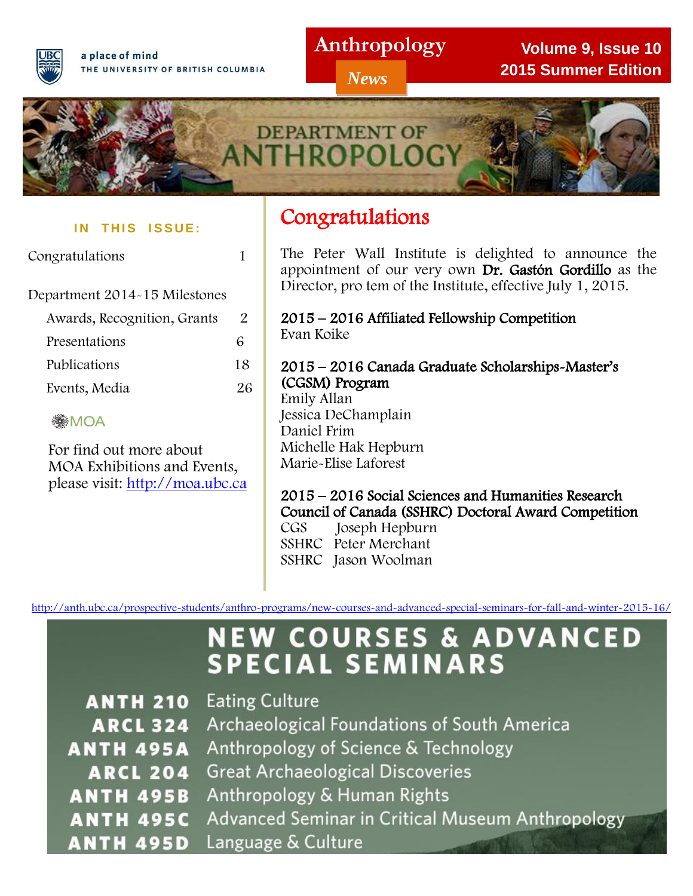a place of mind
THE UNIVERSITY OF BRITISH COLUMBIA

# Anthropology *News*

**Volume 9, Issue 10**
**2015 Summer Edition**

DEPARTMENT OF ANTHROPOLOGY

**IN THIS ISSUE:**

| | |
|---|---|
| Congratulations | 1 |
| Department 2014-15 Milestones | |
| Awards, Recognition, Grants | 2 |
| Presentations | 6 |
| Publications | 18 |
| Events, Media | 26 |

MOA

For find out more about MOA Exhibitions and Events, please visit: [http://moa.ubc.ca](http://moa.ubc.ca)

## Congratulations

The Peter Wall Institute is delighted to announce the appointment of our very own **Dr. Gastón Gordillo** as the Director, pro tem of the Institute, effective July 1, 2015.

**2015 – 2016 Affiliated Fellowship Competition**
Evan Koike

**2015 – 2016 Canada Graduate Scholarships-Master's (CGSM) Program**
Emily Allan
Jessica DeChamplain
Daniel Frim
Michelle Hak Hepburn
Marie-Elise Laforest

**2015 – 2016 Social Sciences and Humanities Research Council of Canada (SSHRC) Doctoral Award Competition**
CGS Joseph Hepburn
SSHRC Peter Merchant
SSHRC Jason Woolman

[http://anth.ubc.ca/prospective-students/anthro-programs/new-courses-and-advanced-special-seminars-for-fall-and-winter-2015-16/](http://anth.ubc.ca/prospective-students/anthro-programs/new-courses-and-advanced-special-seminars-for-fall-and-winter-2015-16/)

## NEW COURSES & ADVANCED SPECIAL SEMINARS

| | |
|---|---|
| **ANTH 210** | Eating Culture |
| **ARCL 324** | Archaeological Foundations of South America |
| **ANTH 495A** | Anthropology of Science & Technology |
| **ARCL 204** | Great Archaeological Discoveries |
| **ANTH 495B** | Anthropology & Human Rights |
| **ANTH 495C** | Advanced Seminar in Critical Museum Anthropology |
| **ANTH 495D** | Language & Culture |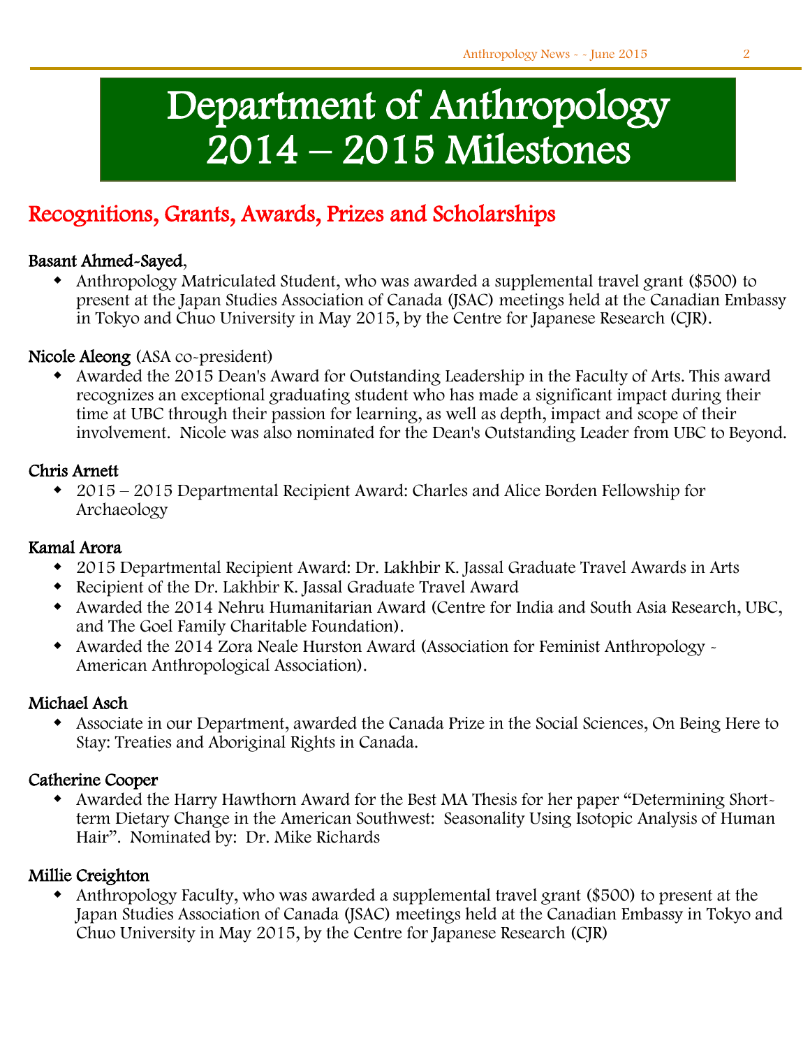# Department of Anthropology 2014 – 2015 Milestones

## Recognitions, Grants, Awards, Prizes and Scholarships

### Basant Ahmed-Sayed,

- Anthropology Matriculated Student, who was awarded a supplemental travel grant ($500) to present at the Japan Studies Association of Canada (JSAC) meetings held at the Canadian Embassy in Tokyo and Chuo University in May 2015, by the Centre for Japanese Research (CJR).

### Nicole Aleong (ASA co-president)

- Awarded the 2015 Dean's Award for Outstanding Leadership in the Faculty of Arts. This award recognizes an exceptional graduating student who has made a significant impact during their time at UBC through their passion for learning, as well as depth, impact and scope of their involvement. Nicole was also nominated for the Dean's Outstanding Leader from UBC to Beyond.

### Chris Arnett

- 2015 – 2015 Departmental Recipient Award: Charles and Alice Borden Fellowship for Archaeology

### Kamal Arora

- 2015 Departmental Recipient Award: Dr. Lakhbir K. Jassal Graduate Travel Awards in Arts
- Recipient of the Dr. Lakhbir K. Jassal Graduate Travel Award
- Awarded the 2014 Nehru Humanitarian Award (Centre for India and South Asia Research, UBC, and The Goel Family Charitable Foundation).
- Awarded the 2014 Zora Neale Hurston Award (Association for Feminist Anthropology - American Anthropological Association).

### Michael Asch

- Associate in our Department, awarded the Canada Prize in the Social Sciences, On Being Here to Stay: Treaties and Aboriginal Rights in Canada.

### Catherine Cooper

- Awarded the Harry Hawthorn Award for the Best MA Thesis for her paper "Determining Short-term Dietary Change in the American Southwest: Seasonality Using Isotopic Analysis of Human Hair". Nominated by: Dr. Mike Richards

### Millie Creighton

- Anthropology Faculty, who was awarded a supplemental travel grant ($500) to present at the Japan Studies Association of Canada (JSAC) meetings held at the Canadian Embassy in Tokyo and Chuo University in May 2015, by the Centre for Japanese Research (CJR)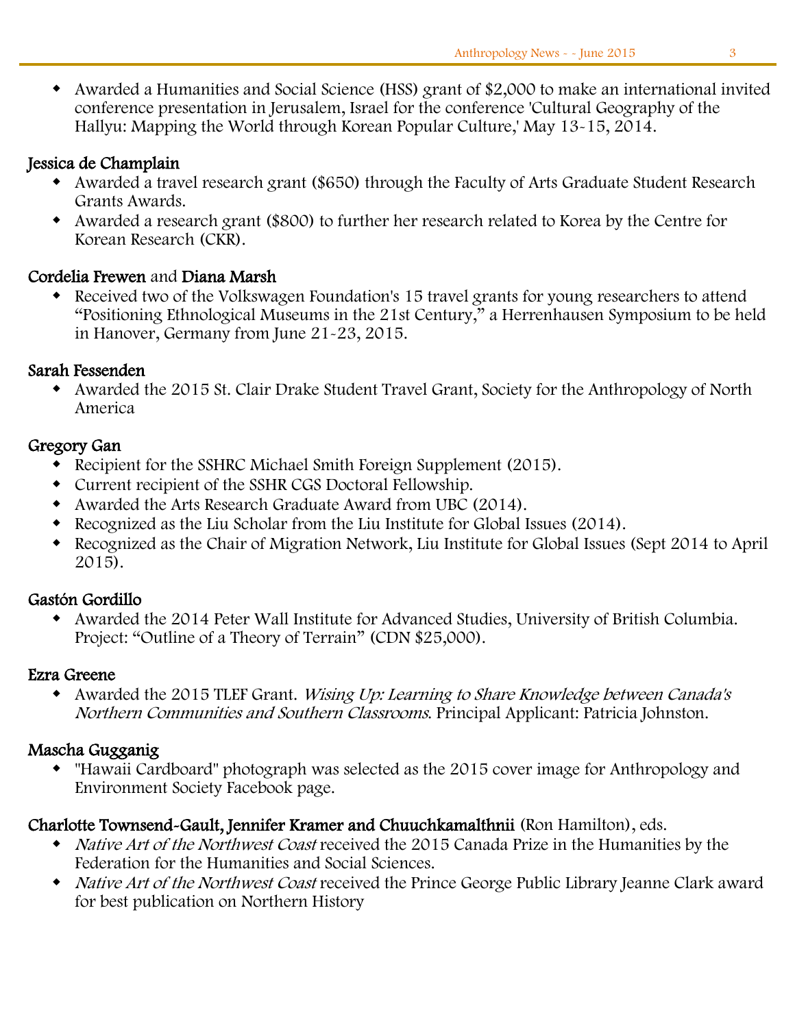- Awarded a Humanities and Social Science (HSS) grant of $2,000 to make an international invited conference presentation in Jerusalem, Israel for the conference 'Cultural Geography of the Hallyu: Mapping the World through Korean Popular Culture,' May 13-15, 2014.

**Jessica de Champlain**

- Awarded a travel research grant ($650) through the Faculty of Arts Graduate Student Research Grants Awards.
- Awarded a research grant ($800) to further her research related to Korea by the Centre for Korean Research (CKR).

**Cordelia Frewen** and **Diana Marsh**

- Received two of the Volkswagen Foundation's 15 travel grants for young researchers to attend "Positioning Ethnological Museums in the 21st Century," a Herrenhausen Symposium to be held in Hanover, Germany from June 21-23, 2015.

**Sarah Fessenden**

- Awarded the 2015 St. Clair Drake Student Travel Grant, Society for the Anthropology of North America

**Gregory Gan**

- Recipient for the SSHRC Michael Smith Foreign Supplement (2015).
- Current recipient of the SSHR CGS Doctoral Fellowship.
- Awarded the Arts Research Graduate Award from UBC (2014).
- Recognized as the Liu Scholar from the Liu Institute for Global Issues (2014).
- Recognized as the Chair of Migration Network, Liu Institute for Global Issues (Sept 2014 to April 2015).

**Gastón Gordillo**

- Awarded the 2014 Peter Wall Institute for Advanced Studies, University of British Columbia. Project: "Outline of a Theory of Terrain" (CDN $25,000).

**Ezra Greene**

- Awarded the 2015 TLEF Grant. *Wising Up: Learning to Share Knowledge between Canada's Northern Communities and Southern Classrooms*. Principal Applicant: Patricia Johnston.

**Mascha Gugganig**

- "Hawaii Cardboard" photograph was selected as the 2015 cover image for Anthropology and Environment Society Facebook page.

**Charlotte Townsend-Gault, Jennifer Kramer and Chuuchkamalthnii** (Ron Hamilton), eds.

- *Native Art of the Northwest Coast* received the 2015 Canada Prize in the Humanities by the Federation for the Humanities and Social Sciences.
- *Native Art of the Northwest Coast* received the Prince George Public Library Jeanne Clark award for best publication on Northern History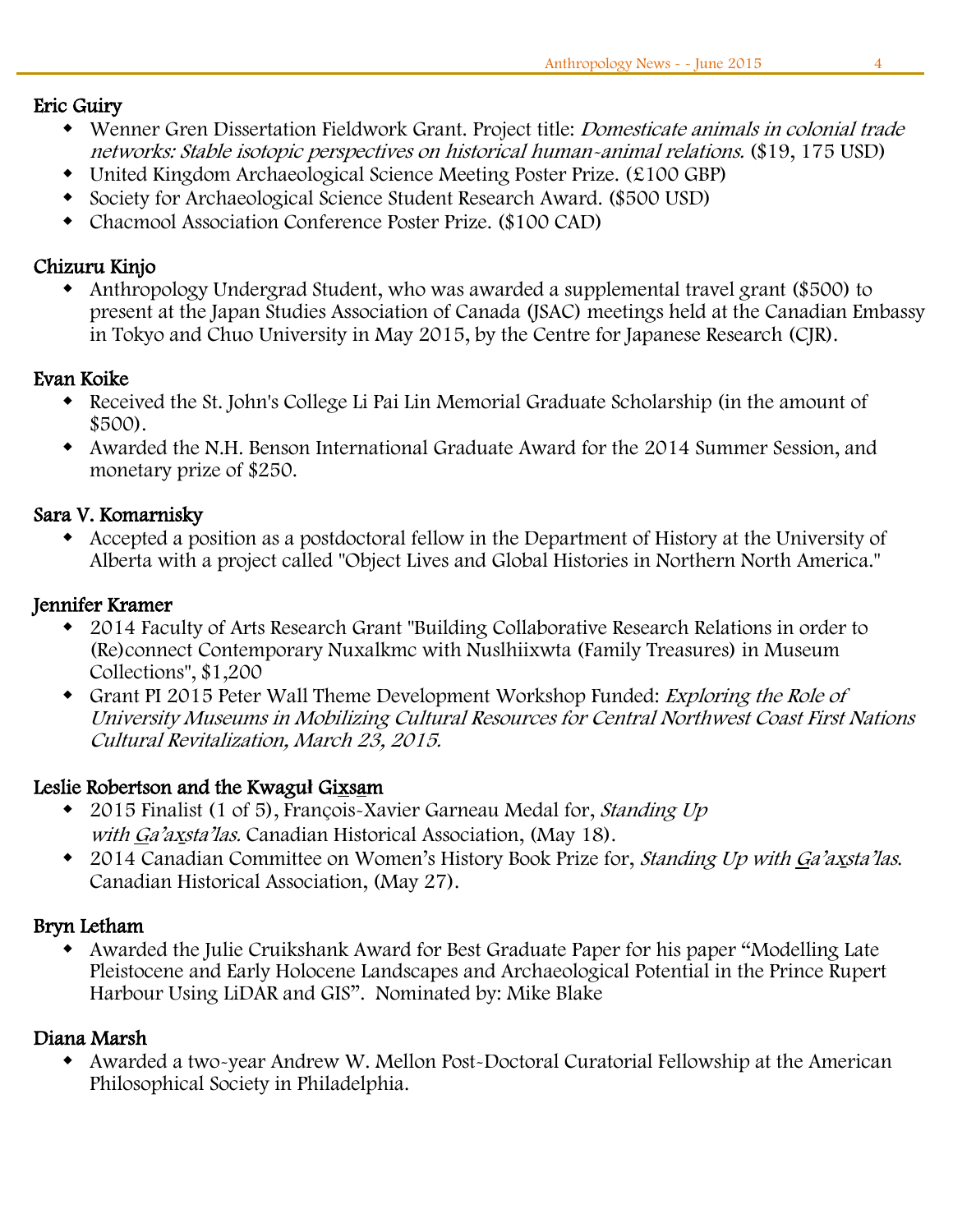### Eric Guiry

- Wenner Gren Dissertation Fieldwork Grant. Project title: *Domesticate animals in colonial trade networks: Stable isotopic perspectives on historical human-animal relations.* ($19, 175 USD)
- United Kingdom Archaeological Science Meeting Poster Prize. (£100 GBP)
- Society for Archaeological Science Student Research Award. ($500 USD)
- Chacmool Association Conference Poster Prize. ($100 CAD)

### Chizuru Kinjo

- Anthropology Undergrad Student, who was awarded a supplemental travel grant ($500) to present at the Japan Studies Association of Canada (JSAC) meetings held at the Canadian Embassy in Tokyo and Chuo University in May 2015, by the Centre for Japanese Research (CJR).

### Evan Koike

- Received the St. John's College Li Pai Lin Memorial Graduate Scholarship (in the amount of $500).
- Awarded the N.H. Benson International Graduate Award for the 2014 Summer Session, and monetary prize of $250.

### Sara V. Komarnisky

- Accepted a position as a postdoctoral fellow in the Department of History at the University of Alberta with a project called "Object Lives and Global Histories in Northern North America."

### Jennifer Kramer

- 2014 Faculty of Arts Research Grant "Building Collaborative Research Relations in order to (Re)connect Contemporary Nuxalkmc with Nuslhiixwta (Family Treasures) in Museum Collections", $1,200
- Grant PI 2015 Peter Wall Theme Development Workshop Funded: *Exploring the Role of University Museums in Mobilizing Cultural Resources for Central Northwest Coast First Nations Cultural Revitalization, March 23, 2015.*

### Leslie Robertson and the Kwaguł Gi<u>x</u>s<u>a</u>m

- 2015 Finalist (1 of 5), François-Xavier Garneau Medal for, *Standing Up with <u>G</u>a'a<u>x</u>sta'las.* Canadian Historical Association, (May 18).
- 2014 Canadian Committee on Women's History Book Prize for, *Standing Up with <u>G</u>a'a<u>x</u>sta'las.* Canadian Historical Association, (May 27).

### Bryn Letham

- Awarded the Julie Cruikshank Award for Best Graduate Paper for his paper "Modelling Late Pleistocene and Early Holocene Landscapes and Archaeological Potential in the Prince Rupert Harbour Using LiDAR and GIS". Nominated by: Mike Blake

### Diana Marsh

- Awarded a two-year Andrew W. Mellon Post-Doctoral Curatorial Fellowship at the American Philosophical Society in Philadelphia.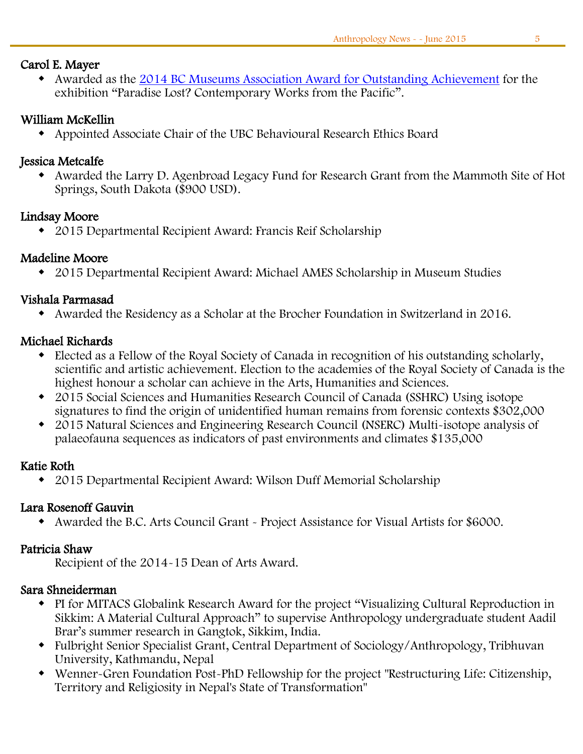**Carol E. Mayer**

- Awarded as the [2014 BC Museums Association Award for Outstanding Achievement]() for the exhibition “Paradise Lost? Contemporary Works from the Pacific”.

**William McKellin**

- Appointed Associate Chair of the UBC Behavioural Research Ethics Board

**Jessica Metcalfe**

- Awarded the Larry D. Agenbroad Legacy Fund for Research Grant from the Mammoth Site of Hot Springs, South Dakota ($900 USD).

**Lindsay Moore**

- 2015 Departmental Recipient Award: Francis Reif Scholarship

**Madeline Moore**

- 2015 Departmental Recipient Award: Michael AMES Scholarship in Museum Studies

**Vishala Parmasad**

- Awarded the Residency as a Scholar at the Brocher Foundation in Switzerland in 2016.

**Michael Richards**

- Elected as a Fellow of the Royal Society of Canada in recognition of his outstanding scholarly, scientific and artistic achievement. Election to the academies of the Royal Society of Canada is the highest honour a scholar can achieve in the Arts, Humanities and Sciences.
- 2015 Social Sciences and Humanities Research Council of Canada (SSHRC) Using isotope signatures to find the origin of unidentified human remains from forensic contexts $302,000
- 2015 Natural Sciences and Engineering Research Council (NSERC) Multi-isotope analysis of palaeofauna sequences as indicators of past environments and climates $135,000

**Katie Roth**

- 2015 Departmental Recipient Award: Wilson Duff Memorial Scholarship

**Lara Rosenoff Gauvin**

- Awarded the B.C. Arts Council Grant - Project Assistance for Visual Artists for $6000.

**Patricia Shaw**

Recipient of the 2014-15 Dean of Arts Award.

**Sara Shneiderman**

- PI for MITACS Globalink Research Award for the project “Visualizing Cultural Reproduction in Sikkim: A Material Cultural Approach” to supervise Anthropology undergraduate student Aadil Brar’s summer research in Gangtok, Sikkim, India.
- Fulbright Senior Specialist Grant, Central Department of Sociology/Anthropology, Tribhuvan University, Kathmandu, Nepal
- Wenner-Gren Foundation Post-PhD Fellowship for the project "Restructuring Life: Citizenship, Territory and Religiosity in Nepal's State of Transformation"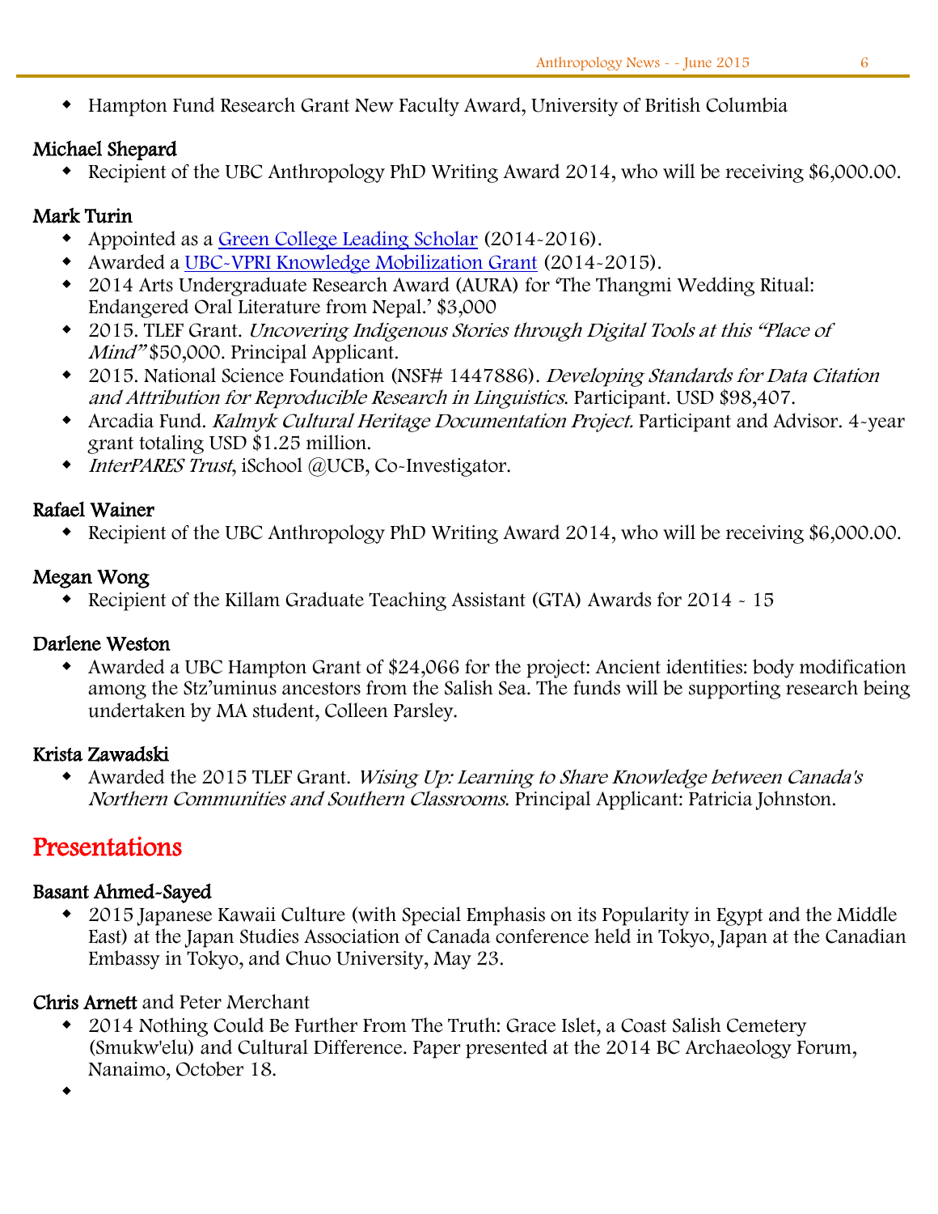- Hampton Fund Research Grant New Faculty Award, University of British Columbia

### Michael Shepard

- Recipient of the UBC Anthropology PhD Writing Award 2014, who will be receiving $6,000.00.

### Mark Turin

- Appointed as a [Green College Leading Scholar]() (2014-2016).
- Awarded a [UBC-VPRI Knowledge Mobilization Grant]() (2014-2015).
- 2014 Arts Undergraduate Research Award (AURA) for 'The Thangmi Wedding Ritual: Endangered Oral Literature from Nepal.' $3,000
- 2015. TLEF Grant. *Uncovering Indigenous Stories through Digital Tools at this "Place of Mind"* $50,000. Principal Applicant.
- 2015. National Science Foundation (NSF# 1447886). *Developing Standards for Data Citation and Attribution for Reproducible Research in Linguistics*. Participant. USD $98,407.
- Arcadia Fund. *Kalmyk Cultural Heritage Documentation Project.* Participant and Advisor. 4-year grant totaling USD $1.25 million.
- *InterPARES Trust*, iSchool @UCB, Co-Investigator.

### Rafael Wainer

- Recipient of the UBC Anthropology PhD Writing Award 2014, who will be receiving $6,000.00.

### Megan Wong

- Recipient of the Killam Graduate Teaching Assistant (GTA) Awards for 2014 - 15

### Darlene Weston

- Awarded a UBC Hampton Grant of $24,066 for the project: Ancient identities: body modification among the Stz'uminus ancestors from the Salish Sea. The funds will be supporting research being undertaken by MA student, Colleen Parsley.

### Krista Zawadski

- Awarded the 2015 TLEF Grant. *Wising Up: Learning to Share Knowledge between Canada's Northern Communities and Southern Classrooms.* Principal Applicant: Patricia Johnston.

## Presentations

### Basant Ahmed-Sayed

- 2015 Japanese Kawaii Culture (with Special Emphasis on its Popularity in Egypt and the Middle East) at the Japan Studies Association of Canada conference held in Tokyo, Japan at the Canadian Embassy in Tokyo, and Chuo University, May 23.

### Chris Arnett and Peter Merchant

- 2014 Nothing Could Be Further From The Truth: Grace Islet, a Coast Salish Cemetery (Smukw'elu) and Cultural Difference. Paper presented at the 2014 BC Archaeology Forum, Nanaimo, October 18.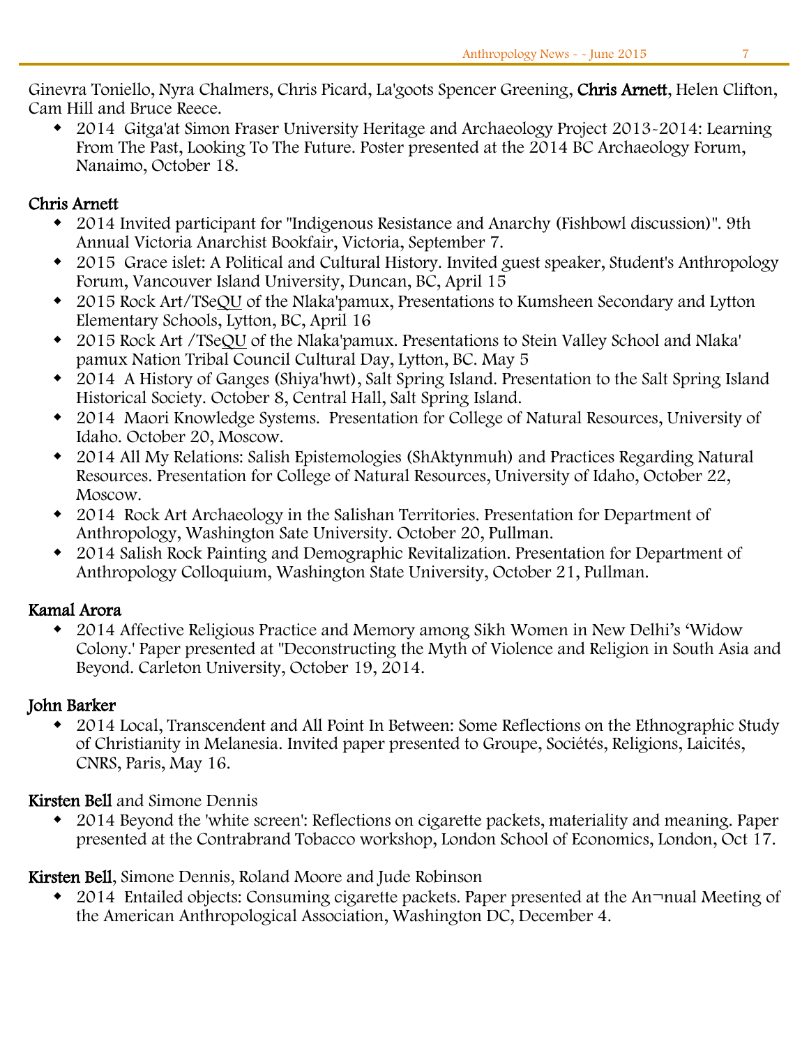Ginevra Toniello, Nyra Chalmers, Chris Picard, La'goots Spencer Greening, **Chris Arnett**, Helen Clifton, Cam Hill and Bruce Reece.

- 2014 Gitga'at Simon Fraser University Heritage and Archaeology Project 2013-2014: Learning From The Past, Looking To The Future. Poster presented at the 2014 BC Archaeology Forum, Nanaimo, October 18.

**Chris Arnett**

- 2014 Invited participant for "Indigenous Resistance and Anarchy (Fishbowl discussion)". 9th Annual Victoria Anarchist Bookfair, Victoria, September 7.
- 2015 Grace islet: A Political and Cultural History. Invited guest speaker, Student's Anthropology Forum, Vancouver Island University, Duncan, BC, April 15
- 2015 Rock Art/TSeQU of the Nlaka'pamux, Presentations to Kumsheen Secondary and Lytton Elementary Schools, Lytton, BC, April 16
- 2015 Rock Art /TSeQU of the Nlaka'pamux. Presentations to Stein Valley School and Nlaka' pamux Nation Tribal Council Cultural Day, Lytton, BC. May 5
- 2014 A History of Ganges (Shiya'hwt), Salt Spring Island. Presentation to the Salt Spring Island Historical Society. October 8, Central Hall, Salt Spring Island.
- 2014 Maori Knowledge Systems. Presentation for College of Natural Resources, University of Idaho. October 20, Moscow.
- 2014 All My Relations: Salish Epistemologies (ShAktynmuh) and Practices Regarding Natural Resources. Presentation for College of Natural Resources, University of Idaho, October 22, Moscow.
- 2014 Rock Art Archaeology in the Salishan Territories. Presentation for Department of Anthropology, Washington Sate University. October 20, Pullman.
- 2014 Salish Rock Painting and Demographic Revitalization. Presentation for Department of Anthropology Colloquium, Washington State University, October 21, Pullman.

**Kamal Arora**

- 2014 Affective Religious Practice and Memory among Sikh Women in New Delhi's 'Widow Colony.' Paper presented at "Deconstructing the Myth of Violence and Religion in South Asia and Beyond. Carleton University, October 19, 2014.

**John Barker**

- 2014 Local, Transcendent and All Point In Between: Some Reflections on the Ethnographic Study of Christianity in Melanesia. Invited paper presented to Groupe, Sociétés, Religions, Laicités, CNRS, Paris, May 16.

**Kirsten Bell** and Simone Dennis

- 2014 Beyond the 'white screen': Reflections on cigarette packets, materiality and meaning. Paper presented at the Contrabrand Tobacco workshop, London School of Economics, London, Oct 17.

**Kirsten Bell**, Simone Dennis, Roland Moore and Jude Robinson

- 2014 Entailed objects: Consuming cigarette packets. Paper presented at the An¬nual Meeting of the American Anthropological Association, Washington DC, December 4.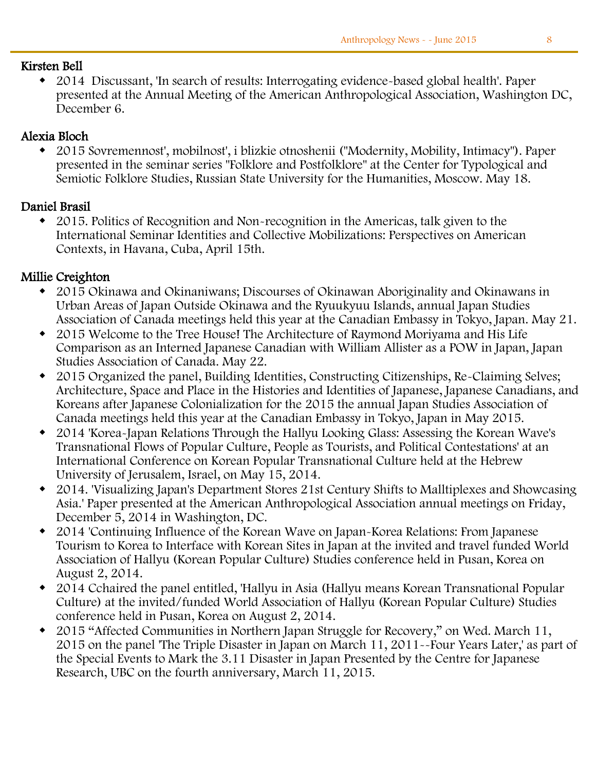### Kirsten Bell

- 2014 Discussant, 'In search of results: Interrogating evidence-based global health'. Paper presented at the Annual Meeting of the American Anthropological Association, Washington DC, December 6.

### Alexia Bloch

- 2015 Sovremennost', mobilnost', i blizkie otnoshenii ("Modernity, Mobility, Intimacy"). Paper presented in the seminar series "Folklore and Postfolklore" at the Center for Typological and Semiotic Folklore Studies, Russian State University for the Humanities, Moscow. May 18.

### Daniel Brasil

- 2015. Politics of Recognition and Non-recognition in the Americas, talk given to the International Seminar Identities and Collective Mobilizations: Perspectives on American Contexts, in Havana, Cuba, April 15th.

### Millie Creighton

- 2015 Okinawa and Okinaniwans; Discourses of Okinawan Aboriginality and Okinawans in Urban Areas of Japan Outside Okinawa and the Ryuukyuu Islands, annual Japan Studies Association of Canada meetings held this year at the Canadian Embassy in Tokyo, Japan. May 21.
- 2015 Welcome to the Tree House! The Architecture of Raymond Moriyama and His Life Comparison as an Interned Japanese Canadian with William Allister as a POW in Japan, Japan Studies Association of Canada. May 22.
- 2015 Organized the panel, Building Identities, Constructing Citizenships, Re-Claiming Selves; Architecture, Space and Place in the Histories and Identities of Japanese, Japanese Canadians, and Koreans after Japanese Colonialization for the 2015 the annual Japan Studies Association of Canada meetings held this year at the Canadian Embassy in Tokyo, Japan in May 2015.
- 2014 'Korea-Japan Relations Through the Hallyu Looking Glass: Assessing the Korean Wave's Transnational Flows of Popular Culture, People as Tourists, and Political Contestations' at an International Conference on Korean Popular Transnational Culture held at the Hebrew University of Jerusalem, Israel, on May 15, 2014.
- 2014. 'Visualizing Japan's Department Stores 21st Century Shifts to Malltiplexes and Showcasing Asia.' Paper presented at the American Anthropological Association annual meetings on Friday, December 5, 2014 in Washington, DC.
- 2014 'Continuing Influence of the Korean Wave on Japan-Korea Relations: From Japanese Tourism to Korea to Interface with Korean Sites in Japan at the invited and travel funded World Association of Hallyu (Korean Popular Culture) Studies conference held in Pusan, Korea on August 2, 2014.
- 2014 Cchaired the panel entitled, 'Hallyu in Asia (Hallyu means Korean Transnational Popular Culture) at the invited/funded World Association of Hallyu (Korean Popular Culture) Studies conference held in Pusan, Korea on August 2, 2014.
- 2015 "Affected Communities in Northern Japan Struggle for Recovery," on Wed. March 11, 2015 on the panel 'The Triple Disaster in Japan on March 11, 2011--Four Years Later,' as part of the Special Events to Mark the 3.11 Disaster in Japan Presented by the Centre for Japanese Research, UBC on the fourth anniversary, March 11, 2015.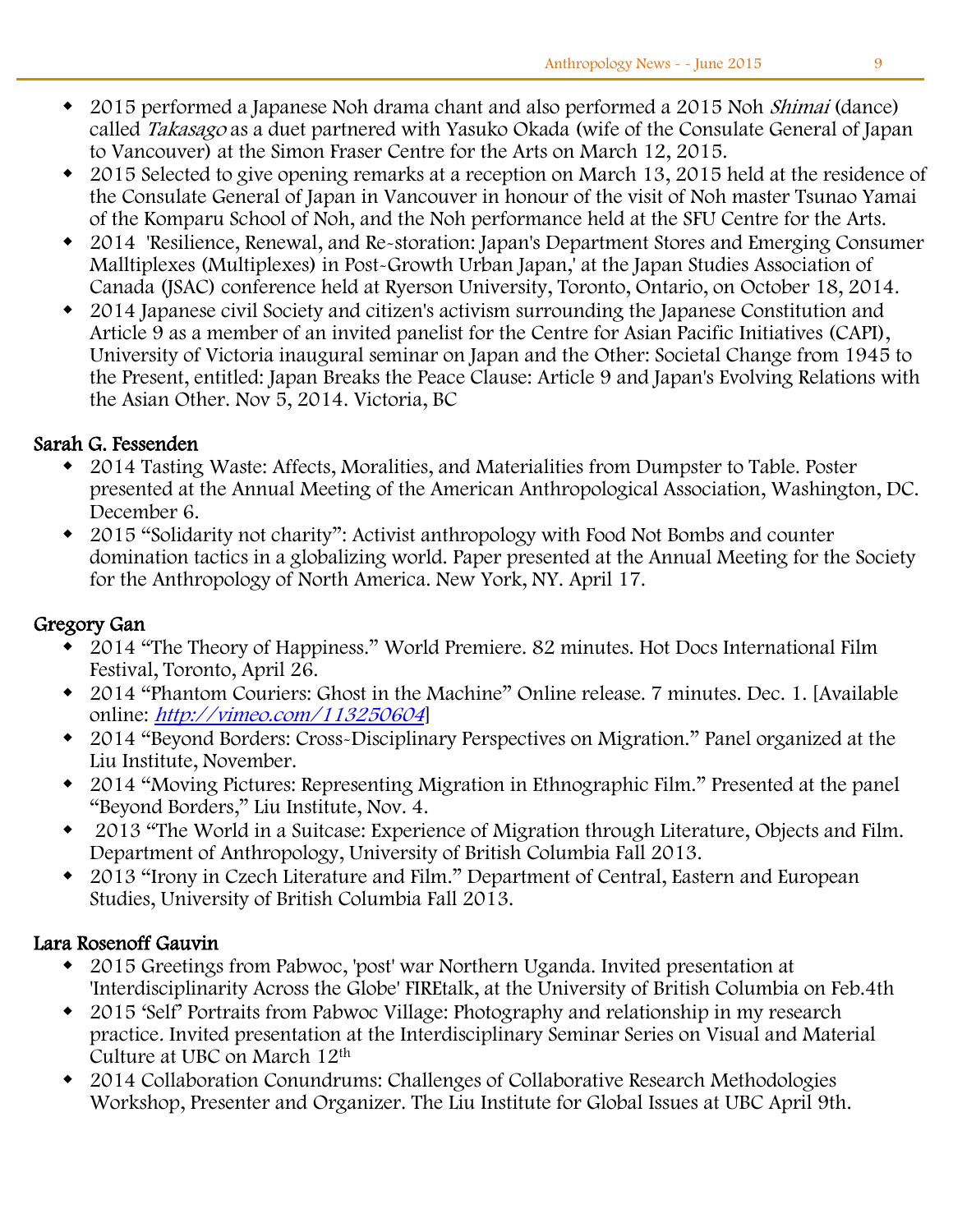- 2015 performed a Japanese Noh drama chant and also performed a 2015 Noh *Shimai* (dance) called *Takasago* as a duet partnered with Yasuko Okada (wife of the Consulate General of Japan to Vancouver) at the Simon Fraser Centre for the Arts on March 12, 2015.
- 2015 Selected to give opening remarks at a reception on March 13, 2015 held at the residence of the Consulate General of Japan in Vancouver in honour of the visit of Noh master Tsunao Yamai of the Komparu School of Noh, and the Noh performance held at the SFU Centre for the Arts.
- 2014 'Resilience, Renewal, and Re-storation: Japan's Department Stores and Emerging Consumer Malltiplexes (Multiplexes) in Post-Growth Urban Japan,' at the Japan Studies Association of Canada (JSAC) conference held at Ryerson University, Toronto, Ontario, on October 18, 2014.
- 2014 Japanese civil Society and citizen's activism surrounding the Japanese Constitution and Article 9 as a member of an invited panelist for the Centre for Asian Pacific Initiatives (CAPI), University of Victoria inaugural seminar on Japan and the Other: Societal Change from 1945 to the Present, entitled: Japan Breaks the Peace Clause: Article 9 and Japan's Evolving Relations with the Asian Other. Nov 5, 2014. Victoria, BC

### Sarah G. Fessenden

- 2014 Tasting Waste: Affects, Moralities, and Materialities from Dumpster to Table. Poster presented at the Annual Meeting of the American Anthropological Association, Washington, DC. December 6.
- 2015 "Solidarity not charity": Activist anthropology with Food Not Bombs and counter domination tactics in a globalizing world. Paper presented at the Annual Meeting for the Society for the Anthropology of North America. New York, NY. April 17.

### Gregory Gan

- 2014 "The Theory of Happiness." World Premiere. 82 minutes. Hot Docs International Film Festival, Toronto, April 26.
- 2014 "Phantom Couriers: Ghost in the Machine" Online release. 7 minutes. Dec. 1. [Available online: *http://vimeo.com/113250604*]
- 2014 "Beyond Borders: Cross-Disciplinary Perspectives on Migration." Panel organized at the Liu Institute, November.
- 2014 "Moving Pictures: Representing Migration in Ethnographic Film." Presented at the panel "Beyond Borders," Liu Institute, Nov. 4.
- 2013 "The World in a Suitcase: Experience of Migration through Literature, Objects and Film. Department of Anthropology, University of British Columbia Fall 2013.
- 2013 "Irony in Czech Literature and Film." Department of Central, Eastern and European Studies, University of British Columbia Fall 2013.

### Lara Rosenoff Gauvin

- 2015 Greetings from Pabwoc, 'post' war Northern Uganda. Invited presentation at 'Interdisciplinarity Across the Globe' FIREtalk, at the University of British Columbia on Feb.4th
- 2015 'Self' Portraits from Pabwoc Village: Photography and relationship in my research practice. Invited presentation at the Interdisciplinary Seminar Series on Visual and Material Culture at UBC on March 12th
- 2014 Collaboration Conundrums: Challenges of Collaborative Research Methodologies Workshop, Presenter and Organizer. The Liu Institute for Global Issues at UBC April 9th.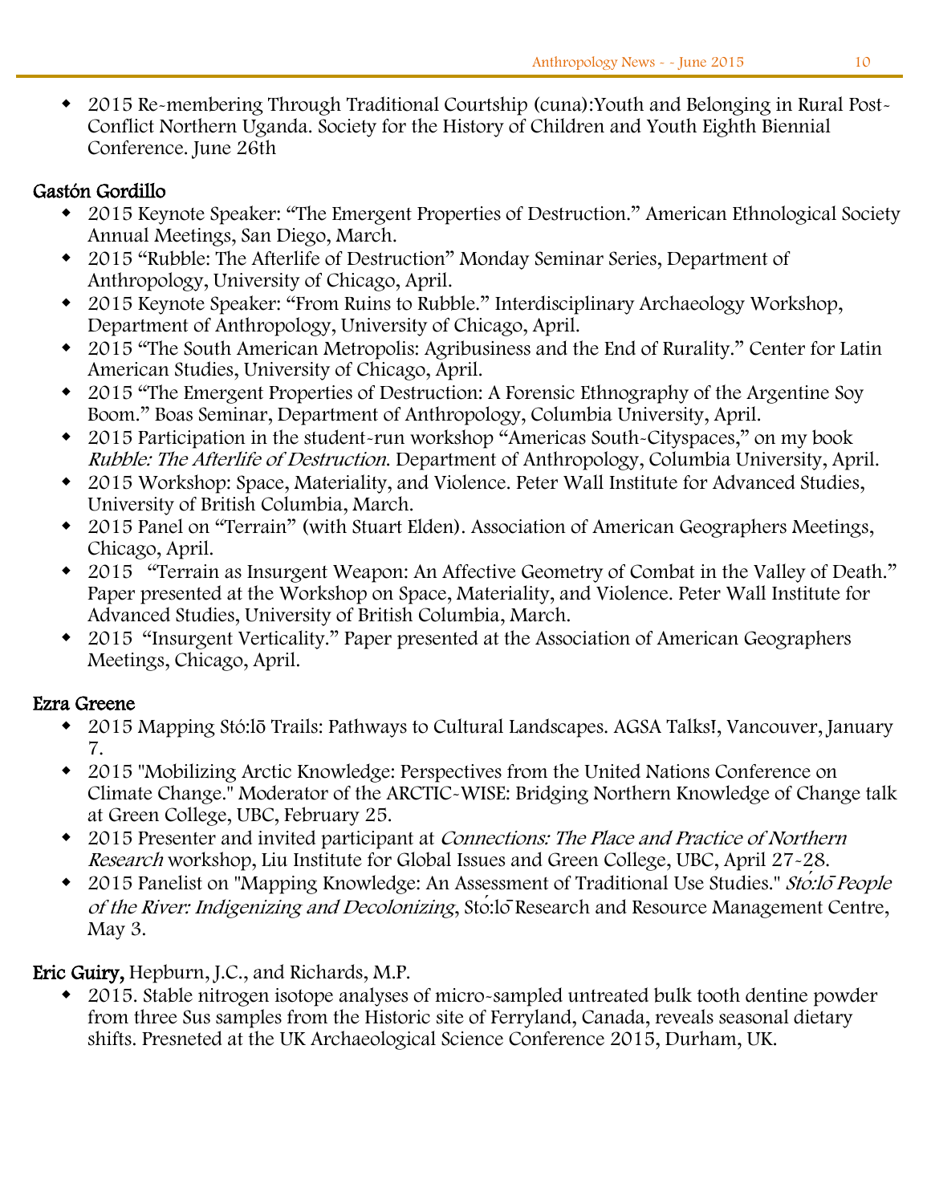- 2015 Re-membering Through Traditional Courtship (cuna):Youth and Belonging in Rural Post-Conflict Northern Uganda. Society for the History of Children and Youth Eighth Biennial Conference. June 26th

**Gastón Gordillo**

- 2015 Keynote Speaker: "The Emergent Properties of Destruction." American Ethnological Society Annual Meetings, San Diego, March.
- 2015 "Rubble: The Afterlife of Destruction" Monday Seminar Series, Department of Anthropology, University of Chicago, April.
- 2015 Keynote Speaker: "From Ruins to Rubble." Interdisciplinary Archaeology Workshop, Department of Anthropology, University of Chicago, April.
- 2015 "The South American Metropolis: Agribusiness and the End of Rurality." Center for Latin American Studies, University of Chicago, April.
- 2015 "The Emergent Properties of Destruction: A Forensic Ethnography of the Argentine Soy Boom." Boas Seminar, Department of Anthropology, Columbia University, April.
- 2015 Participation in the student-run workshop "Americas South-Cityspaces," on my book *Rubble: The Afterlife of Destruction*. Department of Anthropology, Columbia University, April.
- 2015 Workshop: Space, Materiality, and Violence. Peter Wall Institute for Advanced Studies, University of British Columbia, March.
- 2015 Panel on "Terrain" (with Stuart Elden). Association of American Geographers Meetings, Chicago, April.
- 2015 "Terrain as Insurgent Weapon: An Affective Geometry of Combat in the Valley of Death." Paper presented at the Workshop on Space, Materiality, and Violence. Peter Wall Institute for Advanced Studies, University of British Columbia, March.
- 2015 "Insurgent Verticality." Paper presented at the Association of American Geographers Meetings, Chicago, April.

**Ezra Greene**

- 2015 Mapping Stó:lō Trails: Pathways to Cultural Landscapes. AGSA Talks!, Vancouver, January 7.
- 2015 "Mobilizing Arctic Knowledge: Perspectives from the United Nations Conference on Climate Change." Moderator of the ARCTIC-WISE: Bridging Northern Knowledge of Change talk at Green College, UBC, February 25.
- 2015 Presenter and invited participant at *Connections: The Place and Practice of Northern Research* workshop, Liu Institute for Global Issues and Green College, UBC, April 27-28.
- 2015 Panelist on "Mapping Knowledge: An Assessment of Traditional Use Studies." *Stó:lō People of the River: Indigenizing and Decolonizing*, Stó:lō Research and Resource Management Centre, May 3.

**Eric Guiry,** Hepburn, J.C., and Richards, M.P.

- 2015. Stable nitrogen isotope analyses of micro-sampled untreated bulk tooth dentine powder from three Sus samples from the Historic site of Ferryland, Canada, reveals seasonal dietary shifts. Presneted at the UK Archaeological Science Conference 2015, Durham, UK.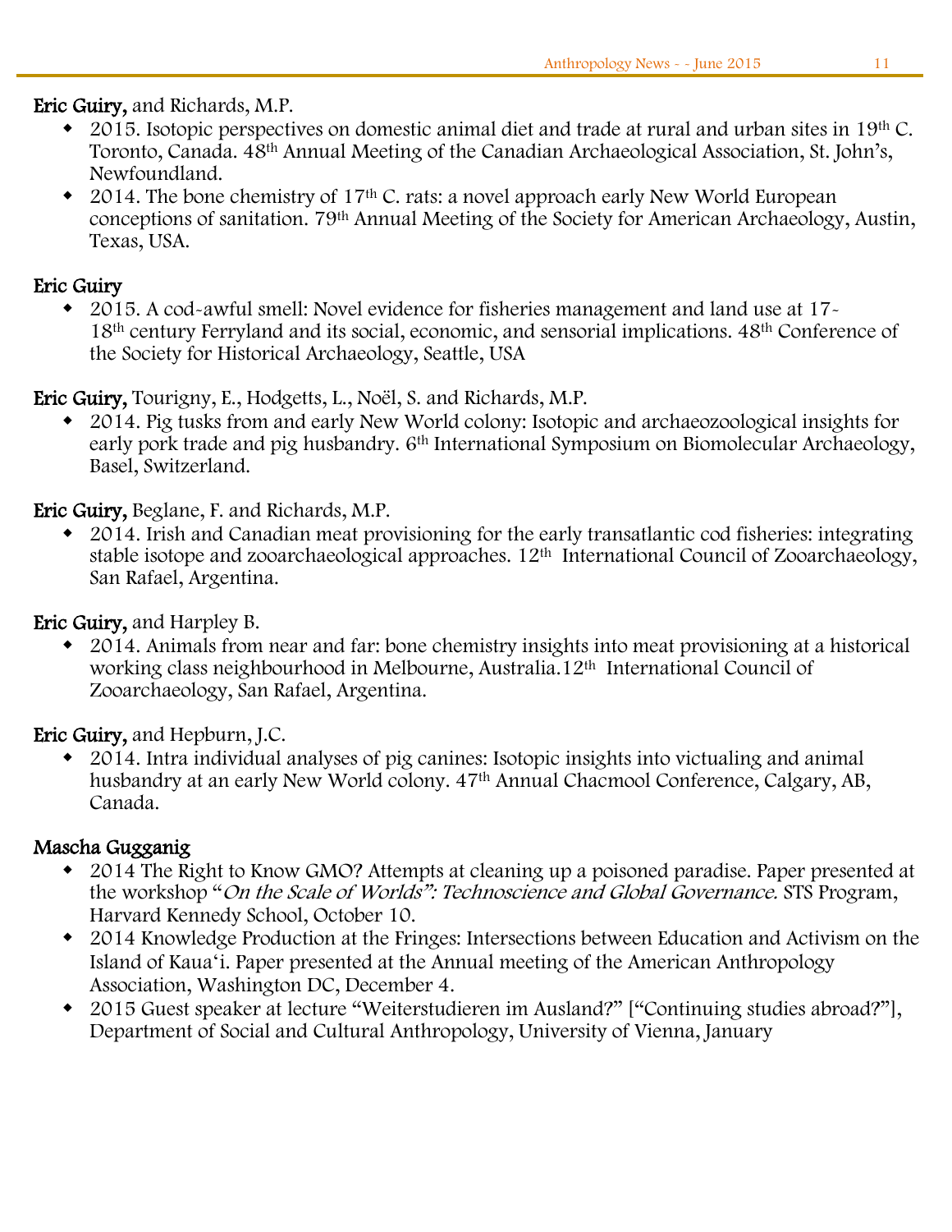**Eric Guiry,** and Richards, M.P.

- 2015. Isotopic perspectives on domestic animal diet and trade at rural and urban sites in 19th C. Toronto, Canada. 48th Annual Meeting of the Canadian Archaeological Association, St. John's, Newfoundland.
- 2014. The bone chemistry of 17th C. rats: a novel approach early New World European conceptions of sanitation. 79th Annual Meeting of the Society for American Archaeology, Austin, Texas, USA.

**Eric Guiry**

- 2015. A cod-awful smell: Novel evidence for fisheries management and land use at 17-18th century Ferryland and its social, economic, and sensorial implications. 48th Conference of the Society for Historical Archaeology, Seattle, USA

**Eric Guiry,** Tourigny, E., Hodgetts, L., Noël, S. and Richards, M.P.

- 2014. Pig tusks from and early New World colony: Isotopic and archaeozoological insights for early pork trade and pig husbandry. 6th International Symposium on Biomolecular Archaeology, Basel, Switzerland.

**Eric Guiry,** Beglane, F. and Richards, M.P.

- 2014. Irish and Canadian meat provisioning for the early transatlantic cod fisheries: integrating stable isotope and zooarchaeological approaches. 12th International Council of Zooarchaeology, San Rafael, Argentina.

**Eric Guiry,** and Harpley B.

- 2014. Animals from near and far: bone chemistry insights into meat provisioning at a historical working class neighbourhood in Melbourne, Australia.12th International Council of Zooarchaeology, San Rafael, Argentina.

**Eric Guiry,** and Hepburn, J.C.

- 2014. Intra individual analyses of pig canines: Isotopic insights into victualing and animal husbandry at an early New World colony. 47th Annual Chacmool Conference, Calgary, AB, Canada.

**Mascha Gugganig**

- 2014 The Right to Know GMO? Attempts at cleaning up a poisoned paradise. Paper presented at the workshop "*On the Scale of Worlds": Technoscience and Global Governance.* STS Program, Harvard Kennedy School, October 10.
- 2014 Knowledge Production at the Fringes: Intersections between Education and Activism on the Island of Kaua'i. Paper presented at the Annual meeting of the American Anthropology Association, Washington DC, December 4.
- 2015 Guest speaker at lecture "Weiterstudieren im Ausland?" ["Continuing studies abroad?"], Department of Social and Cultural Anthropology, University of Vienna, January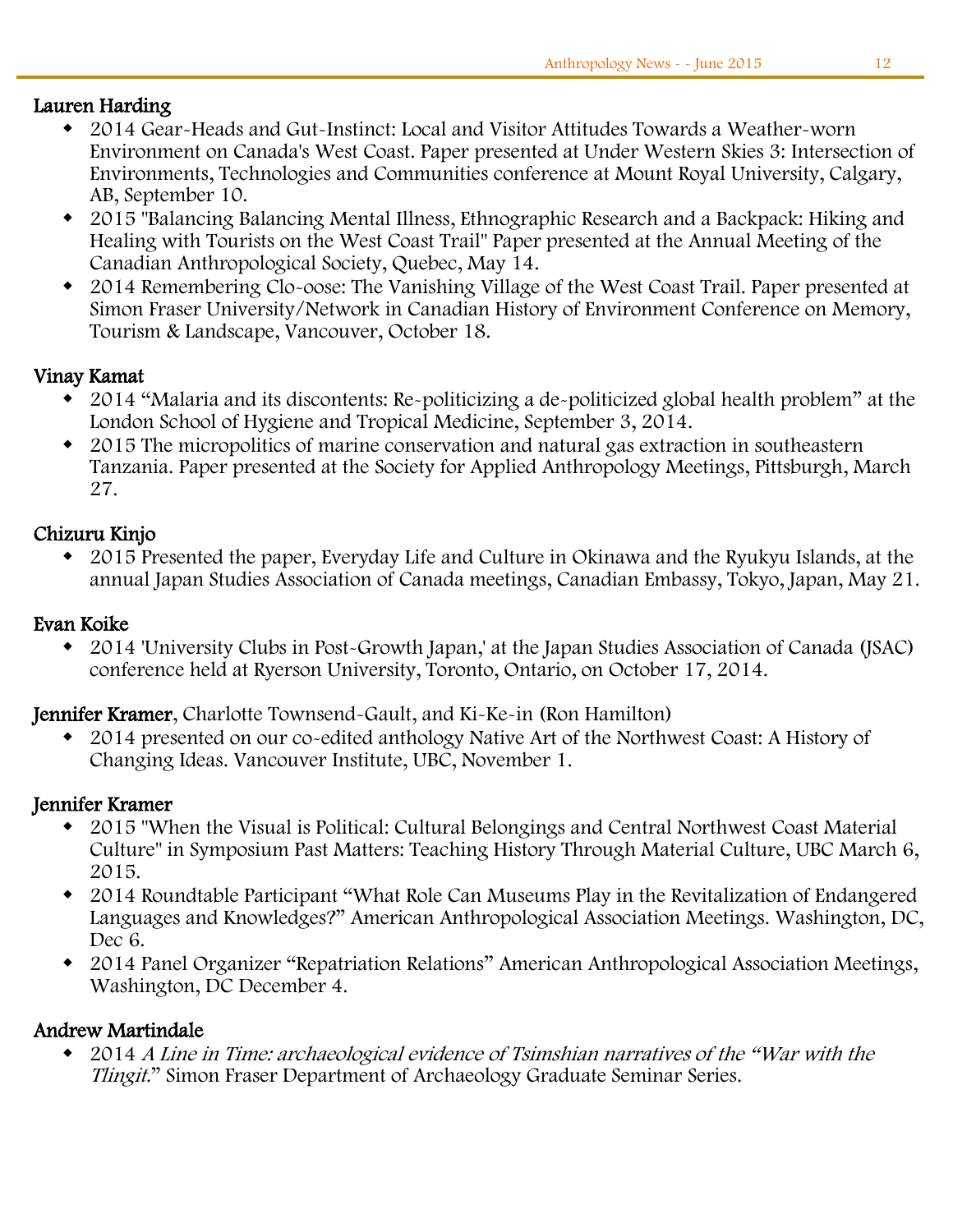**Lauren Harding**

- 2014 Gear-Heads and Gut-Instinct: Local and Visitor Attitudes Towards a Weather-worn Environment on Canada's West Coast. Paper presented at Under Western Skies 3: Intersection of Environments, Technologies and Communities conference at Mount Royal University, Calgary, AB, September 10.
- 2015 "Balancing Balancing Mental Illness, Ethnographic Research and a Backpack: Hiking and Healing with Tourists on the West Coast Trail" Paper presented at the Annual Meeting of the Canadian Anthropological Society, Quebec, May 14.
- 2014 Remembering Clo-oose: The Vanishing Village of the West Coast Trail. Paper presented at Simon Fraser University/Network in Canadian History of Environment Conference on Memory, Tourism & Landscape, Vancouver, October 18.

**Vinay Kamat**

- 2014 "Malaria and its discontents: Re-politicizing a de-politicized global health problem" at the London School of Hygiene and Tropical Medicine, September 3, 2014.
- 2015 The micropolitics of marine conservation and natural gas extraction in southeastern Tanzania. Paper presented at the Society for Applied Anthropology Meetings, Pittsburgh, March 27.

**Chizuru Kinjo**

- 2015 Presented the paper, Everyday Life and Culture in Okinawa and the Ryukyu Islands, at the annual Japan Studies Association of Canada meetings, Canadian Embassy, Tokyo, Japan, May 21.

**Evan Koike**

- 2014 'University Clubs in Post-Growth Japan,' at the Japan Studies Association of Canada (JSAC) conference held at Ryerson University, Toronto, Ontario, on October 17, 2014.

**Jennifer Kramer**, Charlotte Townsend-Gault, and Ki-Ke-in (Ron Hamilton)

- 2014 presented on our co-edited anthology Native Art of the Northwest Coast: A History of Changing Ideas. Vancouver Institute, UBC, November 1.

**Jennifer Kramer**

- 2015 "When the Visual is Political: Cultural Belongings and Central Northwest Coast Material Culture" in Symposium Past Matters: Teaching History Through Material Culture, UBC March 6, 2015.
- 2014 Roundtable Participant "What Role Can Museums Play in the Revitalization of Endangered Languages and Knowledges?" American Anthropological Association Meetings. Washington, DC, Dec 6.
- 2014 Panel Organizer "Repatriation Relations" American Anthropological Association Meetings, Washington, DC December 4.

**Andrew Martindale**

- 2014 *A Line in Time: archaeological evidence of Tsimshian narratives of the "War with the Tlingit."* Simon Fraser Department of Archaeology Graduate Seminar Series.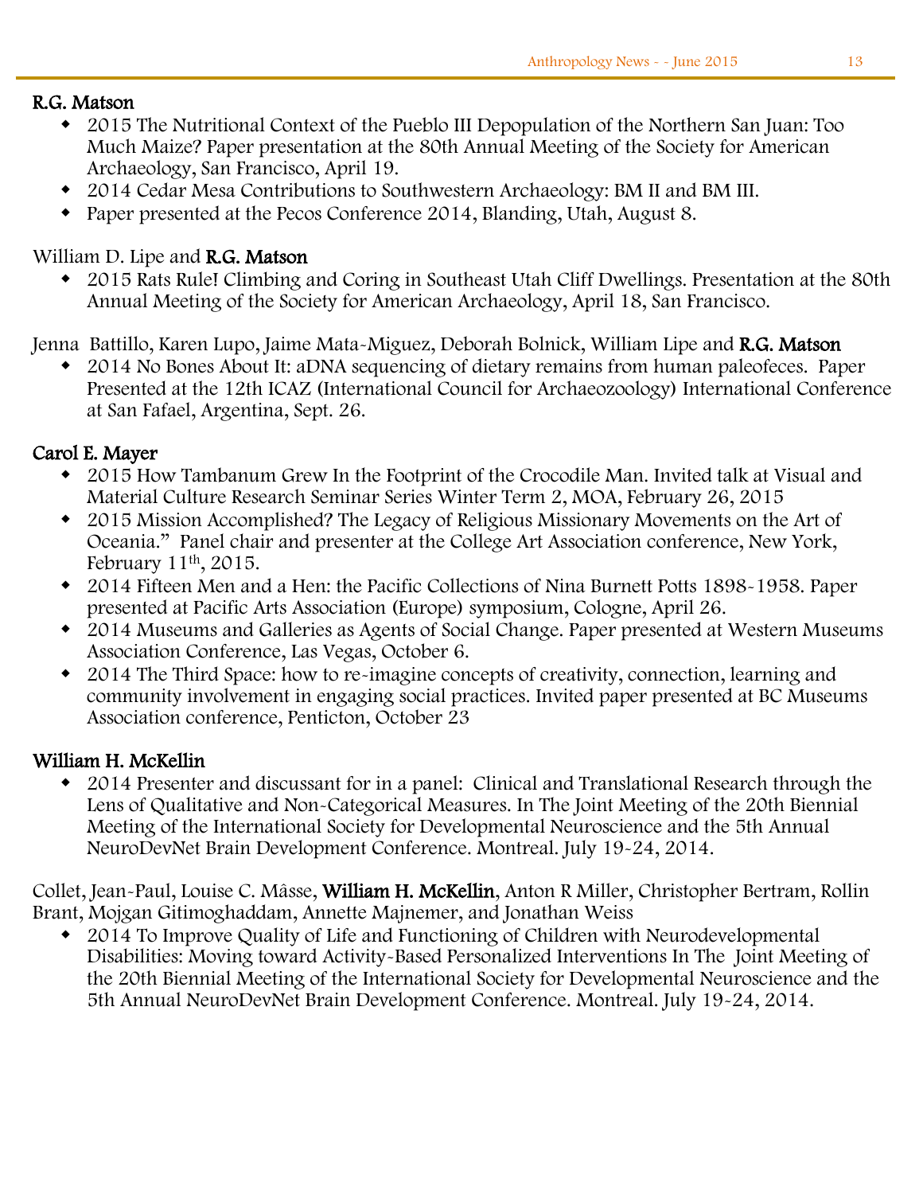**R.G. Matson**

- 2015 The Nutritional Context of the Pueblo III Depopulation of the Northern San Juan: Too Much Maize? Paper presentation at the 80th Annual Meeting of the Society for American Archaeology, San Francisco, April 19.
- 2014 Cedar Mesa Contributions to Southwestern Archaeology: BM II and BM III.
- Paper presented at the Pecos Conference 2014, Blanding, Utah, August 8.

William D. Lipe and **R.G. Matson**

- 2015 Rats Rule! Climbing and Coring in Southeast Utah Cliff Dwellings. Presentation at the 80th Annual Meeting of the Society for American Archaeology, April 18, San Francisco.

Jenna Battillo, Karen Lupo, Jaime Mata-Miguez, Deborah Bolnick, William Lipe and **R.G. Matson**

- 2014 No Bones About It: aDNA sequencing of dietary remains from human paleofeces. Paper Presented at the 12th ICAZ (International Council for Archaeozoology) International Conference at San Fafael, Argentina, Sept. 26.

**Carol E. Mayer**

- 2015 How Tambanum Grew In the Footprint of the Crocodile Man. Invited talk at Visual and Material Culture Research Seminar Series Winter Term 2, MOA, February 26, 2015
- 2015 Mission Accomplished? The Legacy of Religious Missionary Movements on the Art of Oceania." Panel chair and presenter at the College Art Association conference, New York, February 11th, 2015.
- 2014 Fifteen Men and a Hen: the Pacific Collections of Nina Burnett Potts 1898-1958. Paper presented at Pacific Arts Association (Europe) symposium, Cologne, April 26.
- 2014 Museums and Galleries as Agents of Social Change. Paper presented at Western Museums Association Conference, Las Vegas, October 6.
- 2014 The Third Space: how to re-imagine concepts of creativity, connection, learning and community involvement in engaging social practices. Invited paper presented at BC Museums Association conference, Penticton, October 23

**William H. McKellin**

- 2014 Presenter and discussant for in a panel: Clinical and Translational Research through the Lens of Qualitative and Non-Categorical Measures. In The Joint Meeting of the 20th Biennial Meeting of the International Society for Developmental Neuroscience and the 5th Annual NeuroDevNet Brain Development Conference. Montreal. July 19-24, 2014.

Collet, Jean-Paul, Louise C. Mâsse, **William H. McKellin**, Anton R Miller, Christopher Bertram, Rollin Brant, Mojgan Gitimoghaddam, Annette Majnemer, and Jonathan Weiss

- 2014 To Improve Quality of Life and Functioning of Children with Neurodevelopmental Disabilities: Moving toward Activity-Based Personalized Interventions In The Joint Meeting of the 20th Biennial Meeting of the International Society for Developmental Neuroscience and the 5th Annual NeuroDevNet Brain Development Conference. Montreal. July 19-24, 2014.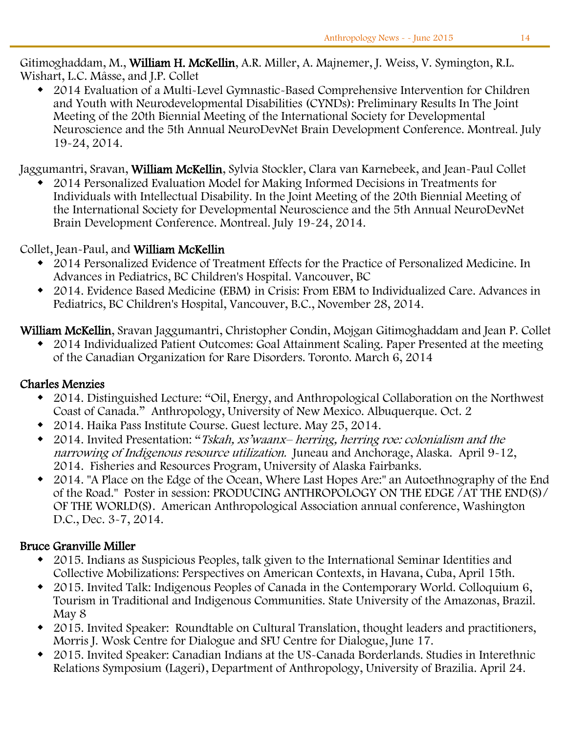Gitimoghaddam, M., **William H. McKellin**, A.R. Miller, A. Majnemer, J. Weiss, V. Symington, R.L. Wishart, L.C. Mâsse, and J.P. Collet

- 2014 Evaluation of a Multi-Level Gymnastic-Based Comprehensive Intervention for Children and Youth with Neurodevelopmental Disabilities (CYNDs): Preliminary Results In The Joint Meeting of the 20th Biennial Meeting of the International Society for Developmental Neuroscience and the 5th Annual NeuroDevNet Brain Development Conference. Montreal. July 19-24, 2014.

Jaggumantri, Sravan, **William McKellin**, Sylvia Stockler, Clara van Karnebeek, and Jean-Paul Collet

- 2014 Personalized Evaluation Model for Making Informed Decisions in Treatments for Individuals with Intellectual Disability. In the Joint Meeting of the 20th Biennial Meeting of the International Society for Developmental Neuroscience and the 5th Annual NeuroDevNet Brain Development Conference. Montreal. July 19-24, 2014.

Collet, Jean-Paul, and **William McKellin**

- 2014 Personalized Evidence of Treatment Effects for the Practice of Personalized Medicine. In Advances in Pediatrics, BC Children's Hospital. Vancouver, BC
- 2014. Evidence Based Medicine (EBM) in Crisis: From EBM to Individualized Care. Advances in Pediatrics, BC Children's Hospital, Vancouver, B.C., November 28, 2014.

**William McKellin**, Sravan Jaggumantri, Christopher Condin, Mojgan Gitimoghaddam and Jean P. Collet

- 2014 Individualized Patient Outcomes: Goal Attainment Scaling. Paper Presented at the meeting of the Canadian Organization for Rare Disorders. Toronto. March 6, 2014

**Charles Menzies**

- 2014. Distinguished Lecture: "Oil, Energy, and Anthropological Collaboration on the Northwest Coast of Canada." Anthropology, University of New Mexico. Albuquerque. Oct. 2
- 2014. Haika Pass Institute Course. Guest lecture. May 25, 2014.
- 2014. Invited Presentation: "*Tskah, xs'waanx– herring, herring roe: colonialism and the narrowing of Indigenous resource utilization.* Juneau and Anchorage, Alaska. April 9-12, 2014. Fisheries and Resources Program, University of Alaska Fairbanks.
- 2014. "A Place on the Edge of the Ocean, Where Last Hopes Are:" an Autoethnography of the End of the Road." Poster in session: PRODUCING ANTHROPOLOGY ON THE EDGE /AT THE END(S)/ OF THE WORLD(S). American Anthropological Association annual conference, Washington D.C., Dec. 3-7, 2014.

**Bruce Granville Miller**

- 2015. Indians as Suspicious Peoples, talk given to the International Seminar Identities and Collective Mobilizations: Perspectives on American Contexts, in Havana, Cuba, April 15th.
- 2015. Invited Talk: Indigenous Peoples of Canada in the Contemporary World. Colloquium 6, Tourism in Traditional and Indigenous Communities. State University of the Amazonas, Brazil. May 8
- 2015. Invited Speaker: Roundtable on Cultural Translation, thought leaders and practitioners, Morris J. Wosk Centre for Dialogue and SFU Centre for Dialogue, June 17.
- 2015. Invited Speaker: Canadian Indians at the US-Canada Borderlands. Studies in Interethnic Relations Symposium (Lageri), Department of Anthropology, University of Brazilia. April 24.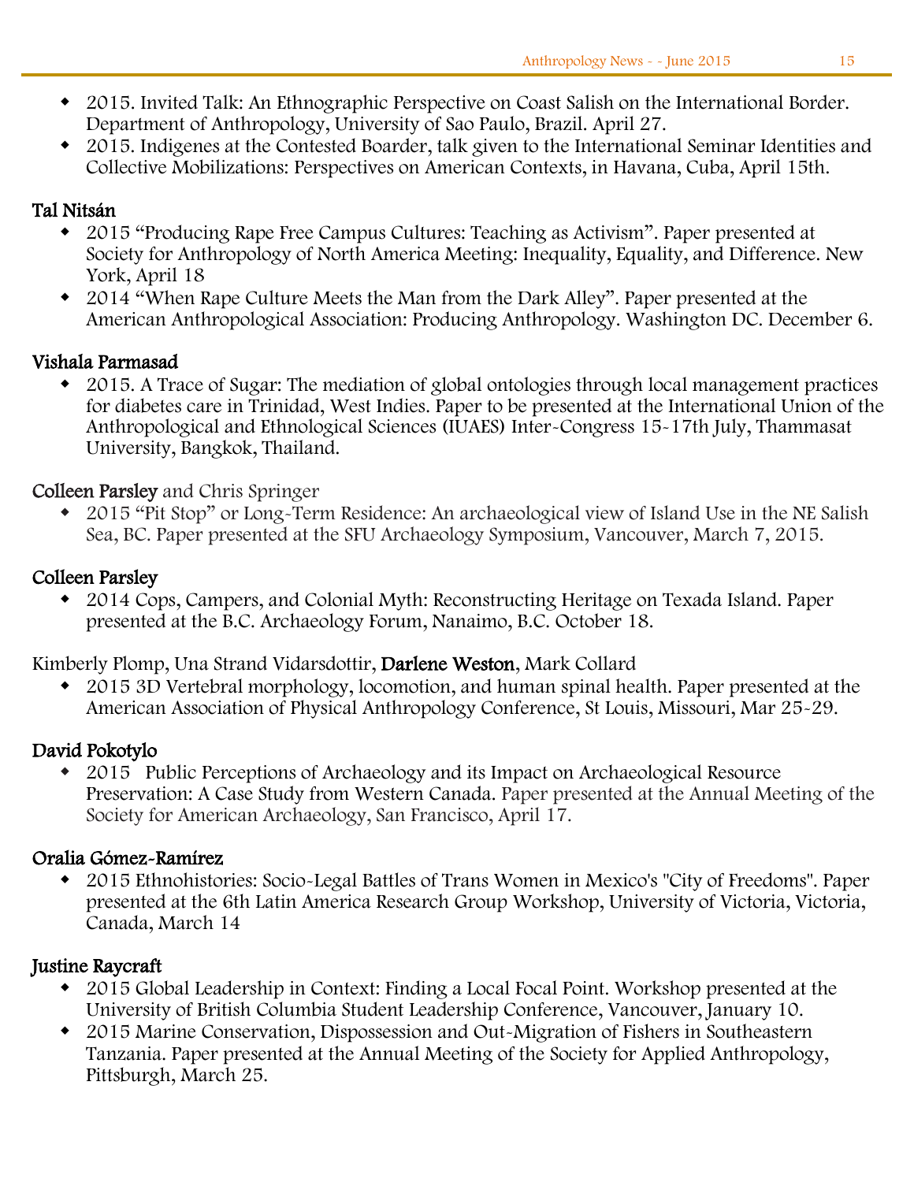- 2015. Invited Talk: An Ethnographic Perspective on Coast Salish on the International Border. Department of Anthropology, University of Sao Paulo, Brazil. April 27.
- 2015. Indigenes at the Contested Boarder, talk given to the International Seminar Identities and Collective Mobilizations: Perspectives on American Contexts, in Havana, Cuba, April 15th.

**Tal Nitsán**

- 2015 "Producing Rape Free Campus Cultures: Teaching as Activism". Paper presented at Society for Anthropology of North America Meeting: Inequality, Equality, and Difference. New York, April 18
- 2014 "When Rape Culture Meets the Man from the Dark Alley". Paper presented at the American Anthropological Association: Producing Anthropology. Washington DC. December 6.

**Vishala Parmasad**

- 2015. A Trace of Sugar: The mediation of global ontologies through local management practices for diabetes care in Trinidad, West Indies. Paper to be presented at the International Union of the Anthropological and Ethnological Sciences (IUAES) Inter-Congress 15-17th July, Thammasat University, Bangkok, Thailand.

**Colleen Parsley** and Chris Springer

- 2015 "Pit Stop" or Long-Term Residence: An archaeological view of Island Use in the NE Salish Sea, BC. Paper presented at the SFU Archaeology Symposium, Vancouver, March 7, 2015.

**Colleen Parsley**

- 2014 Cops, Campers, and Colonial Myth: Reconstructing Heritage on Texada Island. Paper presented at the B.C. Archaeology Forum, Nanaimo, B.C. October 18.

Kimberly Plomp, Una Strand Vidarsdottir, **Darlene Weston**, Mark Collard

- 2015 3D Vertebral morphology, locomotion, and human spinal health. Paper presented at the American Association of Physical Anthropology Conference, St Louis, Missouri, Mar 25-29.

**David Pokotylo**

- 2015 Public Perceptions of Archaeology and its Impact on Archaeological Resource Preservation: A Case Study from Western Canada. Paper presented at the Annual Meeting of the Society for American Archaeology, San Francisco, April 17.

**Oralia Gómez-Ramírez**

- 2015 Ethnohistories: Socio-Legal Battles of Trans Women in Mexico's "City of Freedoms". Paper presented at the 6th Latin America Research Group Workshop, University of Victoria, Victoria, Canada, March 14

**Justine Raycraft**

- 2015 Global Leadership in Context: Finding a Local Focal Point. Workshop presented at the University of British Columbia Student Leadership Conference, Vancouver, January 10.
- 2015 Marine Conservation, Dispossession and Out-Migration of Fishers in Southeastern Tanzania. Paper presented at the Annual Meeting of the Society for Applied Anthropology, Pittsburgh, March 25.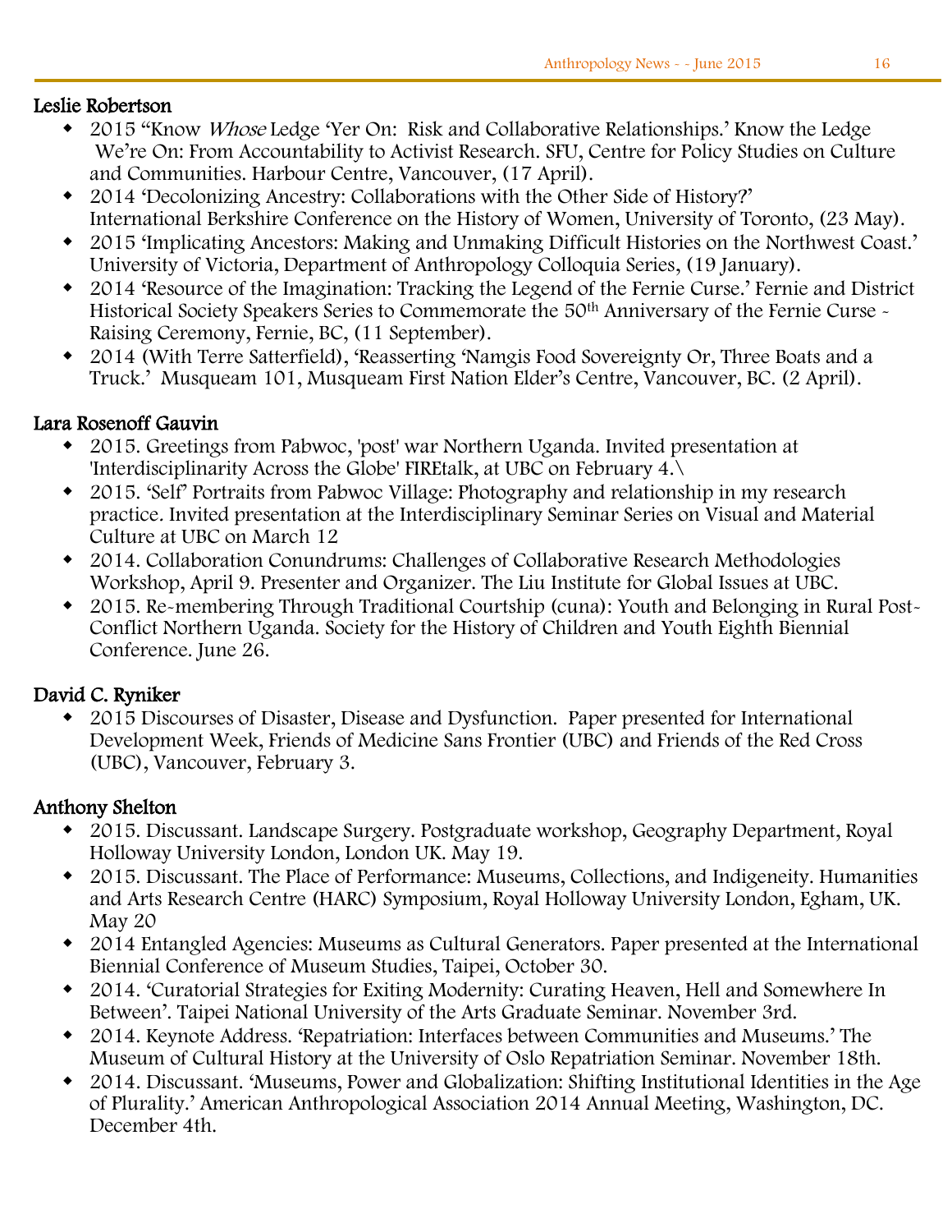### Leslie Robertson

- 2015 "Know *Whose* Ledge 'Yer On: Risk and Collaborative Relationships.' Know the Ledge We're On: From Accountability to Activist Research. SFU, Centre for Policy Studies on Culture and Communities. Harbour Centre, Vancouver, (17 April).
- 2014 'Decolonizing Ancestry: Collaborations with the Other Side of History?' International Berkshire Conference on the History of Women, University of Toronto, (23 May).
- 2015 'Implicating Ancestors: Making and Unmaking Difficult Histories on the Northwest Coast.' University of Victoria, Department of Anthropology Colloquia Series, (19 January).
- 2014 'Resource of the Imagination: Tracking the Legend of the Fernie Curse.' Fernie and District Historical Society Speakers Series to Commemorate the 50th Anniversary of the Fernie Curse - Raising Ceremony, Fernie, BC, (11 September).
- 2014 (With Terre Satterfield), 'Reasserting 'Namgis Food Sovereignty Or, Three Boats and a Truck.' Musqueam 101, Musqueam First Nation Elder's Centre, Vancouver, BC. (2 April).

### Lara Rosenoff Gauvin

- 2015. Greetings from Pabwoc, 'post' war Northern Uganda. Invited presentation at 'Interdisciplinarity Across the Globe' FIREtalk, at UBC on February 4.\
- 2015. 'Self' Portraits from Pabwoc Village: Photography and relationship in my research practice. Invited presentation at the Interdisciplinary Seminar Series on Visual and Material Culture at UBC on March 12
- 2014. Collaboration Conundrums: Challenges of Collaborative Research Methodologies Workshop, April 9. Presenter and Organizer. The Liu Institute for Global Issues at UBC.
- 2015. Re-membering Through Traditional Courtship (cuna): Youth and Belonging in Rural Post-Conflict Northern Uganda. Society for the History of Children and Youth Eighth Biennial Conference. June 26.

### David C. Ryniker

- 2015 Discourses of Disaster, Disease and Dysfunction. Paper presented for International Development Week, Friends of Medicine Sans Frontier (UBC) and Friends of the Red Cross (UBC), Vancouver, February 3.

### Anthony Shelton

- 2015. Discussant. Landscape Surgery. Postgraduate workshop, Geography Department, Royal Holloway University London, London UK. May 19.
- 2015. Discussant. The Place of Performance: Museums, Collections, and Indigeneity. Humanities and Arts Research Centre (HARC) Symposium, Royal Holloway University London, Egham, UK. May 20
- 2014 Entangled Agencies: Museums as Cultural Generators. Paper presented at the International Biennial Conference of Museum Studies, Taipei, October 30.
- 2014. 'Curatorial Strategies for Exiting Modernity: Curating Heaven, Hell and Somewhere In Between'. Taipei National University of the Arts Graduate Seminar. November 3rd.
- 2014. Keynote Address. 'Repatriation: Interfaces between Communities and Museums.' The Museum of Cultural History at the University of Oslo Repatriation Seminar. November 18th.
- 2014. Discussant. 'Museums, Power and Globalization: Shifting Institutional Identities in the Age of Plurality.' American Anthropological Association 2014 Annual Meeting, Washington, DC. December 4th.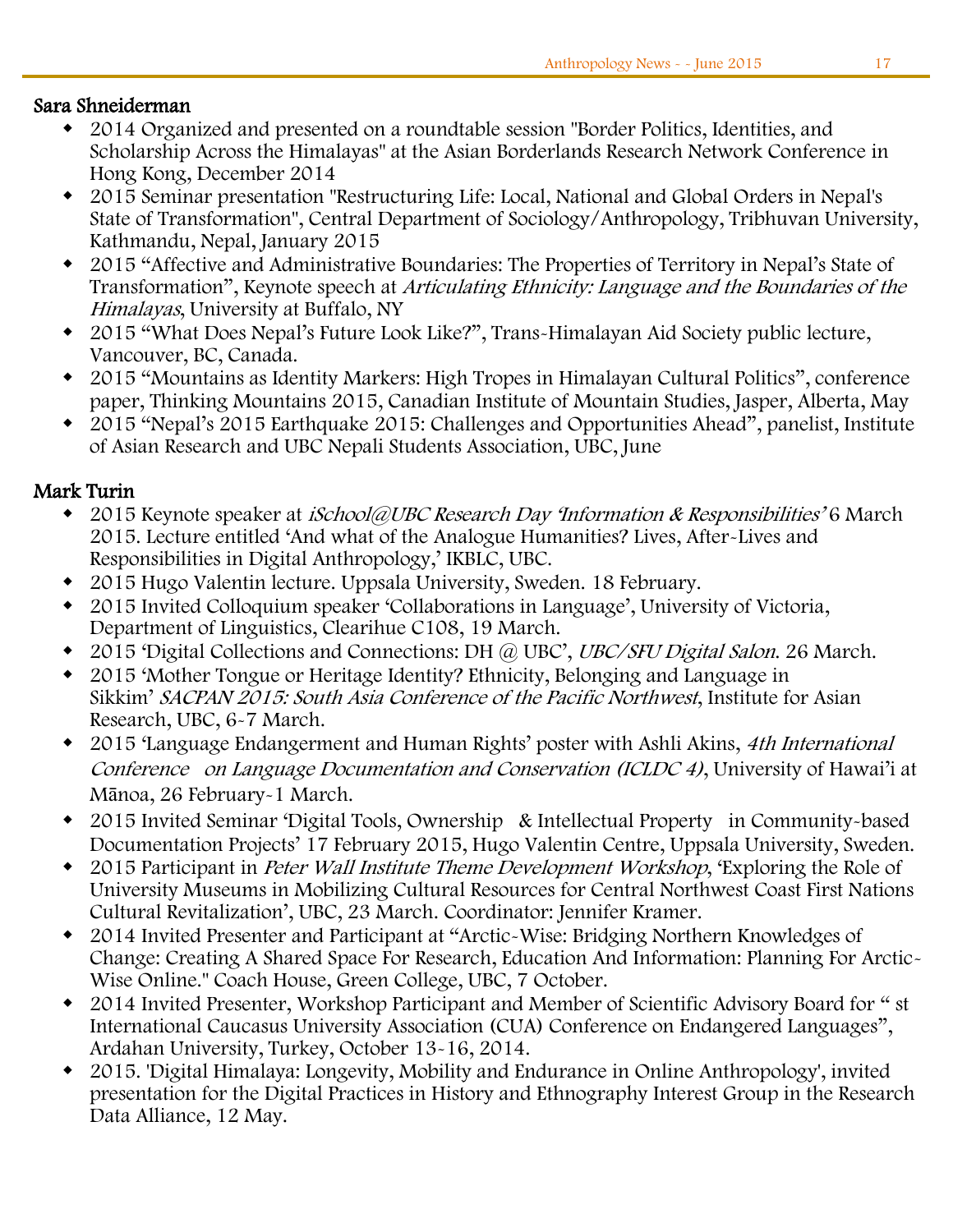## Sara Shneiderman

- 2014 Organized and presented on a roundtable session "Border Politics, Identities, and Scholarship Across the Himalayas" at the Asian Borderlands Research Network Conference in Hong Kong, December 2014
- 2015 Seminar presentation "Restructuring Life: Local, National and Global Orders in Nepal's State of Transformation", Central Department of Sociology/Anthropology, Tribhuvan University, Kathmandu, Nepal, January 2015
- 2015 "Affective and Administrative Boundaries: The Properties of Territory in Nepal's State of Transformation", Keynote speech at *Articulating Ethnicity: Language and the Boundaries of the Himalayas*, University at Buffalo, NY
- 2015 "What Does Nepal's Future Look Like?", Trans-Himalayan Aid Society public lecture, Vancouver, BC, Canada.
- 2015 "Mountains as Identity Markers: High Tropes in Himalayan Cultural Politics", conference paper, Thinking Mountains 2015, Canadian Institute of Mountain Studies, Jasper, Alberta, May
- 2015 "Nepal's 2015 Earthquake 2015: Challenges and Opportunities Ahead", panelist, Institute of Asian Research and UBC Nepali Students Association, UBC, June

## Mark Turin

- 2015 Keynote speaker at *iSchool@UBC Research Day 'Information & Responsibilities'* 6 March 2015. Lecture entitled 'And what of the Analogue Humanities? Lives, After-Lives and Responsibilities in Digital Anthropology,' IKBLC, UBC.
- 2015 Hugo Valentin lecture. Uppsala University, Sweden. 18 February.
- 2015 Invited Colloquium speaker 'Collaborations in Language', University of Victoria, Department of Linguistics, Clearihue C108, 19 March.
- 2015 'Digital Collections and Connections: DH @ UBC', *UBC/SFU Digital Salon*. 26 March.
- 2015 'Mother Tongue or Heritage Identity? Ethnicity, Belonging and Language in Sikkim' *SACPAN 2015: South Asia Conference of the Pacific Northwest*, Institute for Asian Research, UBC, 6-7 March.
- 2015 'Language Endangerment and Human Rights' poster with Ashli Akins, *4th International Conference on Language Documentation and Conservation (ICLDC 4)*, University of Hawai'i at Mānoa, 26 February-1 March.
- 2015 Invited Seminar 'Digital Tools, Ownership & Intellectual Property in Community-based Documentation Projects' 17 February 2015, Hugo Valentin Centre, Uppsala University, Sweden.
- 2015 Participant in *Peter Wall Institute Theme Development Workshop*, 'Exploring the Role of University Museums in Mobilizing Cultural Resources for Central Northwest Coast First Nations Cultural Revitalization', UBC, 23 March. Coordinator: Jennifer Kramer.
- 2014 Invited Presenter and Participant at "Arctic-Wise: Bridging Northern Knowledges of Change: Creating A Shared Space For Research, Education And Information: Planning For Arctic-Wise Online." Coach House, Green College, UBC, 7 October.
- 2014 Invited Presenter, Workshop Participant and Member of Scientific Advisory Board for " st International Caucasus University Association (CUA) Conference on Endangered Languages", Ardahan University, Turkey, October 13-16, 2014.
- 2015. 'Digital Himalaya: Longevity, Mobility and Endurance in Online Anthropology', invited presentation for the Digital Practices in History and Ethnography Interest Group in the Research Data Alliance, 12 May.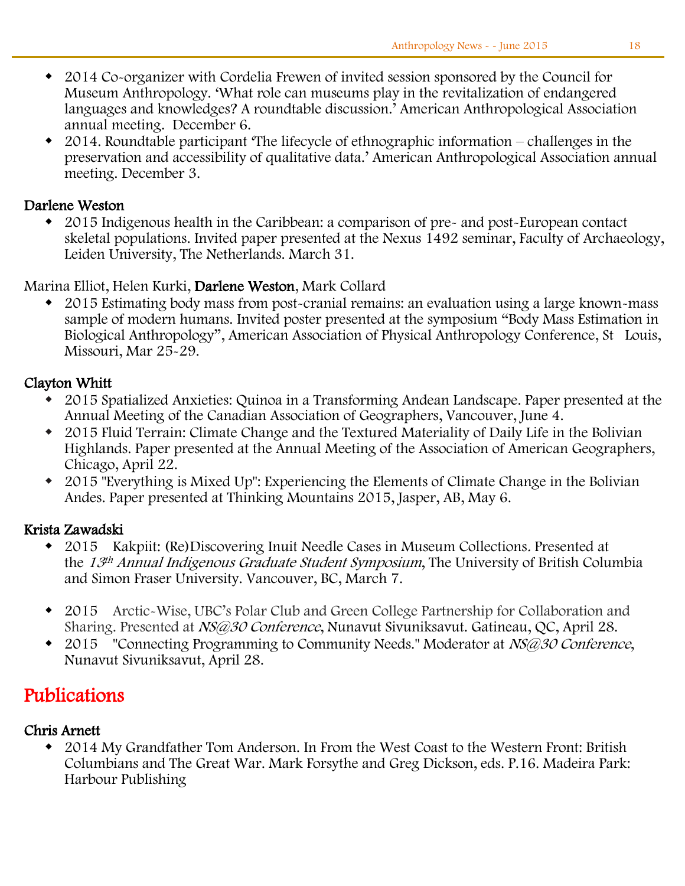- 2014 Co-organizer with Cordelia Frewen of invited session sponsored by the Council for Museum Anthropology. 'What role can museums play in the revitalization of endangered languages and knowledges? A roundtable discussion.' American Anthropological Association annual meeting. December 6.
- 2014. Roundtable participant 'The lifecycle of ethnographic information – challenges in the preservation and accessibility of qualitative data.' American Anthropological Association annual meeting. December 3.

### Darlene Weston

- 2015 Indigenous health in the Caribbean: a comparison of pre- and post-European contact skeletal populations. Invited paper presented at the Nexus 1492 seminar, Faculty of Archaeology, Leiden University, The Netherlands. March 31.

Marina Elliot, Helen Kurki, **Darlene Weston**, Mark Collard

- 2015 Estimating body mass from post-cranial remains: an evaluation using a large known-mass sample of modern humans. Invited poster presented at the symposium "Body Mass Estimation in Biological Anthropology", American Association of Physical Anthropology Conference, St Louis, Missouri, Mar 25-29.

### Clayton Whitt

- 2015 Spatialized Anxieties: Quinoa in a Transforming Andean Landscape. Paper presented at the Annual Meeting of the Canadian Association of Geographers, Vancouver, June 4.
- 2015 Fluid Terrain: Climate Change and the Textured Materiality of Daily Life in the Bolivian Highlands. Paper presented at the Annual Meeting of the Association of American Geographers, Chicago, April 22.
- 2015 "Everything is Mixed Up": Experiencing the Elements of Climate Change in the Bolivian Andes. Paper presented at Thinking Mountains 2015, Jasper, AB, May 6.

### Krista Zawadski

- 2015 Kakpiit: (Re)Discovering Inuit Needle Cases in Museum Collections. Presented at the *13th Annual Indigenous Graduate Student Symposium*, The University of British Columbia and Simon Fraser University. Vancouver, BC, March 7.

- 2015 Arctic-Wise, UBC's Polar Club and Green College Partnership for Collaboration and Sharing. Presented at *NS@30 Conference*, Nunavut Sivuniksavut. Gatineau, QC, April 28.
- 2015 "Connecting Programming to Community Needs." Moderator at *NS@30 Conference*, Nunavut Sivuniksavut, April 28.

## Publications

### Chris Arnett

- 2014 My Grandfather Tom Anderson. In From the West Coast to the Western Front: British Columbians and The Great War. Mark Forsythe and Greg Dickson, eds. P.16. Madeira Park: Harbour Publishing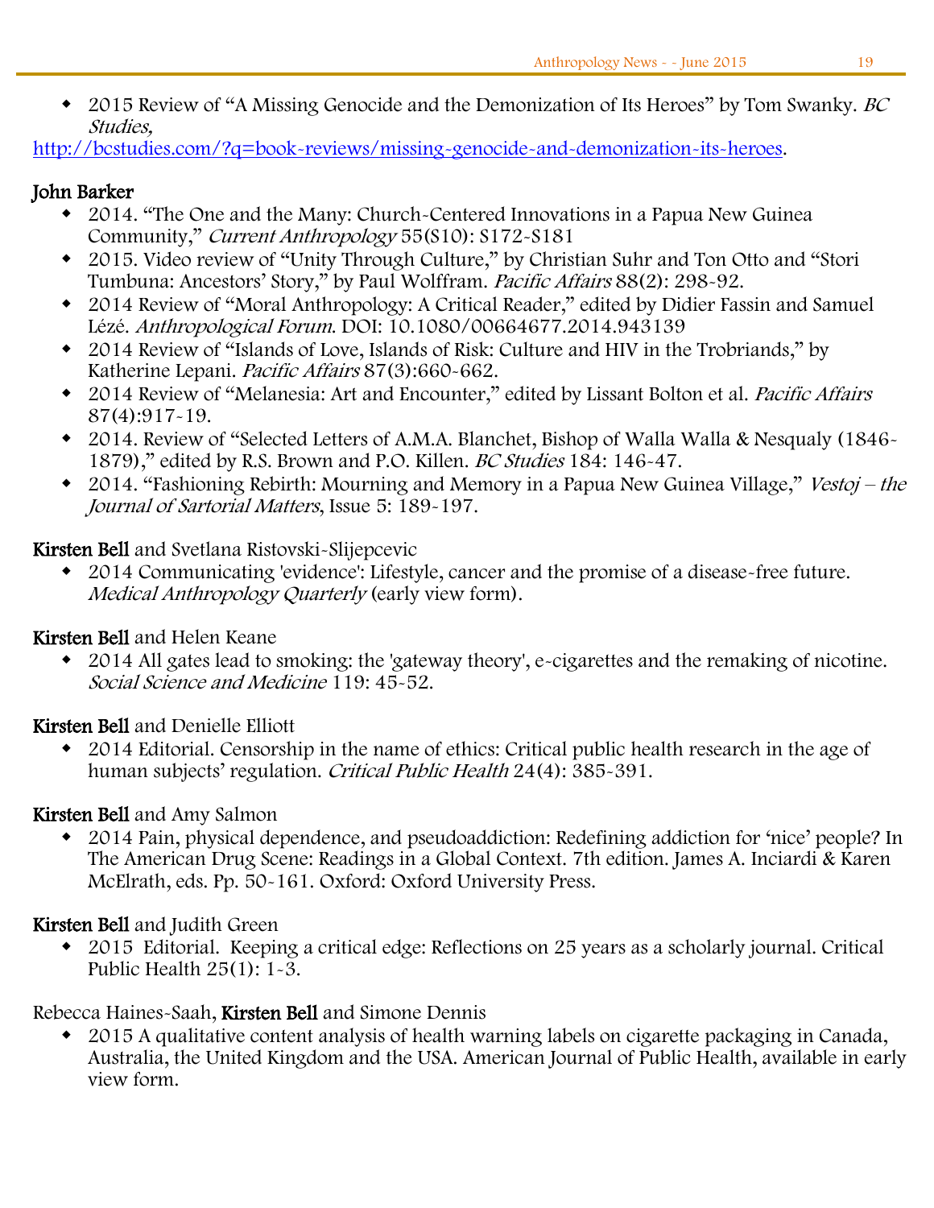- 2015 Review of “A Missing Genocide and the Demonization of Its Heroes” by Tom Swanky. *BC Studies,*

http://bcstudies.com/?q=book-reviews/missing-genocide-and-demonization-its-heroes.

**John Barker**

- 2014. “The One and the Many: Church-Centered Innovations in a Papua New Guinea Community,” *Current Anthropology* 55(S10): S172-S181
- 2015. Video review of “Unity Through Culture,” by Christian Suhr and Ton Otto and “Stori Tumbuna: Ancestors’ Story,” by Paul Wolffram. *Pacific Affairs* 88(2): 298-92.
- 2014 Review of “Moral Anthropology: A Critical Reader,” edited by Didier Fassin and Samuel Lézé. *Anthropological Forum*. DOI: 10.1080/00664677.2014.943139
- 2014 Review of “Islands of Love, Islands of Risk: Culture and HIV in the Trobriands,” by Katherine Lepani. *Pacific Affairs* 87(3):660-662.
- 2014 Review of “Melanesia: Art and Encounter,” edited by Lissant Bolton et al. *Pacific Affairs* 87(4):917-19.
- 2014. Review of “Selected Letters of A.M.A. Blanchet, Bishop of Walla Walla & Nesqualy (1846-1879),” edited by R.S. Brown and P.O. Killen. *BC Studies* 184: 146-47.
- 2014. “Fashioning Rebirth: Mourning and Memory in a Papua New Guinea Village,” *Vestoj – the Journal of Sartorial Matters*, Issue 5: 189-197.

**Kirsten Bell** and Svetlana Ristovski-Slijepcevic

- 2014 Communicating 'evidence': Lifestyle, cancer and the promise of a disease-free future. *Medical Anthropology Quarterly* (early view form).

**Kirsten Bell** and Helen Keane

- 2014 All gates lead to smoking: the 'gateway theory', e-cigarettes and the remaking of nicotine. *Social Science and Medicine* 119: 45-52.

**Kirsten Bell** and Denielle Elliott

- 2014 Editorial. Censorship in the name of ethics: Critical public health research in the age of human subjects’ regulation. *Critical Public Health* 24(4): 385-391.

**Kirsten Bell** and Amy Salmon

- 2014 Pain, physical dependence, and pseudoaddiction: Redefining addiction for ‘nice’ people? In The American Drug Scene: Readings in a Global Context. 7th edition. James A. Inciardi & Karen McElrath, eds. Pp. 50-161. Oxford: Oxford University Press.

**Kirsten Bell** and Judith Green

- 2015 Editorial. Keeping a critical edge: Reflections on 25 years as a scholarly journal. Critical Public Health 25(1): 1-3.

Rebecca Haines-Saah, **Kirsten Bell** and Simone Dennis

- 2015 A qualitative content analysis of health warning labels on cigarette packaging in Canada, Australia, the United Kingdom and the USA. American Journal of Public Health, available in early view form.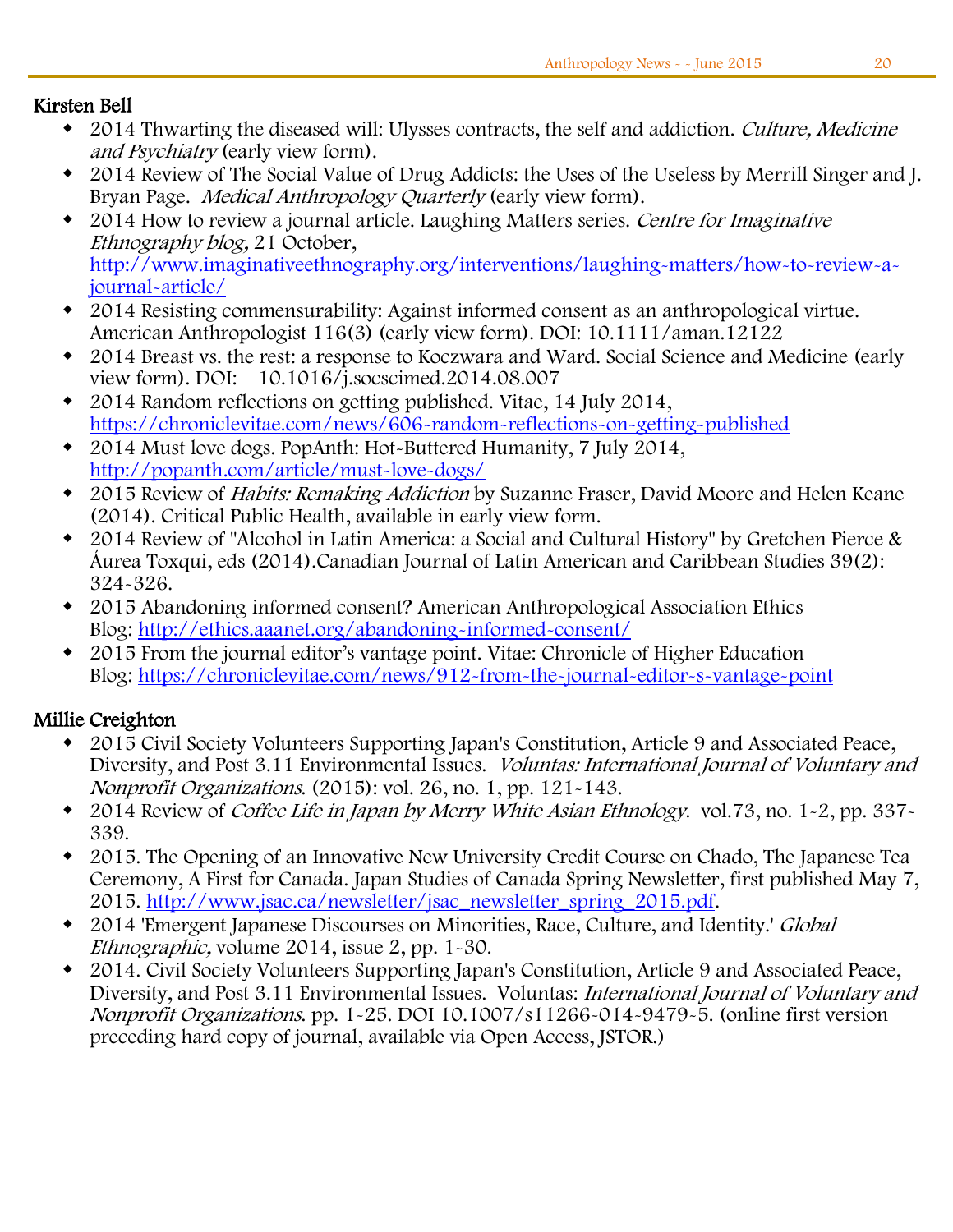## Kirsten Bell

- 2014 Thwarting the diseased will: Ulysses contracts, the self and addiction. *Culture, Medicine and Psychiatry* (early view form).
- 2014 Review of The Social Value of Drug Addicts: the Uses of the Useless by Merrill Singer and J. Bryan Page. *Medical Anthropology Quarterly* (early view form).
- 2014 How to review a journal article. Laughing Matters series. *Centre for Imaginative Ethnography blog,* 21 October, http://www.imaginativeethnography.org/interventions/laughing-matters/how-to-review-a-journal-article/
- 2014 Resisting commensurability: Against informed consent as an anthropological virtue. American Anthropologist 116(3) (early view form). DOI: 10.1111/aman.12122
- 2014 Breast vs. the rest: a response to Koczwara and Ward. Social Science and Medicine (early view form). DOI: 10.1016/j.socscimed.2014.08.007
- 2014 Random reflections on getting published. Vitae, 14 July 2014, https://chroniclevitae.com/news/606-random-reflections-on-getting-published
- 2014 Must love dogs. PopAnth: Hot-Buttered Humanity, 7 July 2014, http://popanth.com/article/must-love-dogs/
- 2015 Review of *Habits: Remaking Addiction* by Suzanne Fraser, David Moore and Helen Keane (2014). Critical Public Health, available in early view form.
- 2014 Review of "Alcohol in Latin America: a Social and Cultural History" by Gretchen Pierce & Áurea Toxqui, eds (2014).Canadian Journal of Latin American and Caribbean Studies 39(2): 324-326.
- 2015 Abandoning informed consent? American Anthropological Association Ethics Blog: http://ethics.aaanet.org/abandoning-informed-consent/
- 2015 From the journal editor's vantage point. Vitae: Chronicle of Higher Education Blog: https://chroniclevitae.com/news/912-from-the-journal-editor-s-vantage-point

## Millie Creighton

- 2015 Civil Society Volunteers Supporting Japan's Constitution, Article 9 and Associated Peace, Diversity, and Post 3.11 Environmental Issues. *Voluntas: International Journal of Voluntary and Nonprofit Organizations*. (2015): vol. 26, no. 1, pp. 121-143.
- 2014 Review of *Coffee Life in Japan by Merry White Asian Ethnology*. vol.73, no. 1-2, pp. 337-339.
- 2015. The Opening of an Innovative New University Credit Course on Chado, The Japanese Tea Ceremony, A First for Canada. Japan Studies of Canada Spring Newsletter, first published May 7, 2015. http://www.jsac.ca/newsletter/jsac_newsletter_spring_2015.pdf.
- 2014 'Emergent Japanese Discourses on Minorities, Race, Culture, and Identity.' *Global Ethnographic,* volume 2014, issue 2, pp. 1-30.
- 2014. Civil Society Volunteers Supporting Japan's Constitution, Article 9 and Associated Peace, Diversity, and Post 3.11 Environmental Issues. Voluntas: *International Journal of Voluntary and Nonprofit Organizations*. pp. 1-25. DOI 10.1007/s11266-014-9479-5. (online first version preceding hard copy of journal, available via Open Access, JSTOR.)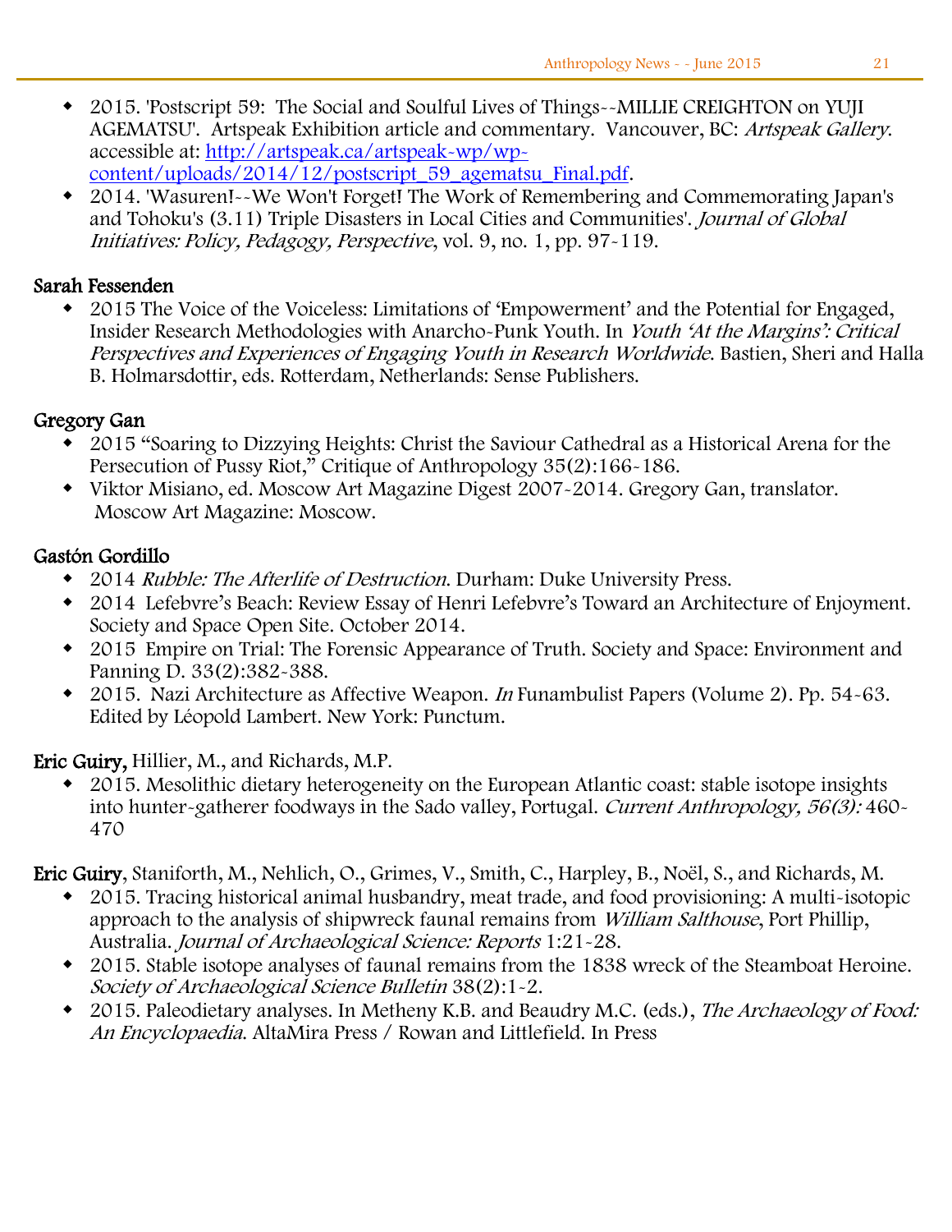- 2015. 'Postscript 59: The Social and Soulful Lives of Things--MILLIE CREIGHTON on YUJI AGEMATSU'. Artspeak Exhibition article and commentary. Vancouver, BC: *Artspeak Gallery*. accessible at: [http://artspeak.ca/artspeak-wp/wp-content/uploads/2014/12/postscript_59_agematsu_Final.pdf](http://artspeak.ca/artspeak-wp/wp-content/uploads/2014/12/postscript_59_agematsu_Final.pdf).
- 2014. 'Wasuren!--We Won't Forget! The Work of Remembering and Commemorating Japan's and Tohoku's (3.11) Triple Disasters in Local Cities and Communities'. *Journal of Global Initiatives: Policy, Pedagogy, Perspective*, vol. 9, no. 1, pp. 97-119.

**Sarah Fessenden**

- 2015 The Voice of the Voiceless: Limitations of 'Empowerment' and the Potential for Engaged, Insider Research Methodologies with Anarcho-Punk Youth. In *Youth 'At the Margins': Critical Perspectives and Experiences of Engaging Youth in Research Worldwide*. Bastien, Sheri and Halla B. Holmarsdottir, eds. Rotterdam, Netherlands: Sense Publishers.

**Gregory Gan**

- 2015 "Soaring to Dizzying Heights: Christ the Saviour Cathedral as a Historical Arena for the Persecution of Pussy Riot," Critique of Anthropology 35(2):166-186.
- Viktor Misiano, ed. Moscow Art Magazine Digest 2007-2014. Gregory Gan, translator. Moscow Art Magazine: Moscow.

**Gastón Gordillo**

- 2014 *Rubble: The Afterlife of Destruction*. Durham: Duke University Press.
- 2014 Lefebvre's Beach: Review Essay of Henri Lefebvre's Toward an Architecture of Enjoyment. Society and Space Open Site. October 2014.
- 2015 Empire on Trial: The Forensic Appearance of Truth. Society and Space: Environment and Panning D. 33(2):382-388.
- 2015. Nazi Architecture as Affective Weapon. *In* Funambulist Papers (Volume 2). Pp. 54-63. Edited by Léopold Lambert. New York: Punctum.

**Eric Guiry,** Hillier, M., and Richards, M.P.

- 2015. Mesolithic dietary heterogeneity on the European Atlantic coast: stable isotope insights into hunter-gatherer foodways in the Sado valley, Portugal. *Current Anthropology, 56(3):* 460-470

**Eric Guiry**, Staniforth, M., Nehlich, O., Grimes, V., Smith, C., Harpley, B., Noël, S., and Richards, M.

- 2015. Tracing historical animal husbandry, meat trade, and food provisioning: A multi-isotopic approach to the analysis of shipwreck faunal remains from *William Salthouse*, Port Phillip, Australia. *Journal of Archaeological Science: Reports* 1:21-28.
- 2015. Stable isotope analyses of faunal remains from the 1838 wreck of the Steamboat Heroine. *Society of Archaeological Science Bulletin* 38(2):1-2.
- 2015. Paleodietary analyses. In Metheny K.B. and Beaudry M.C. (eds.), *The Archaeology of Food: An Encyclopaedia*. AltaMira Press / Rowan and Littlefield. In Press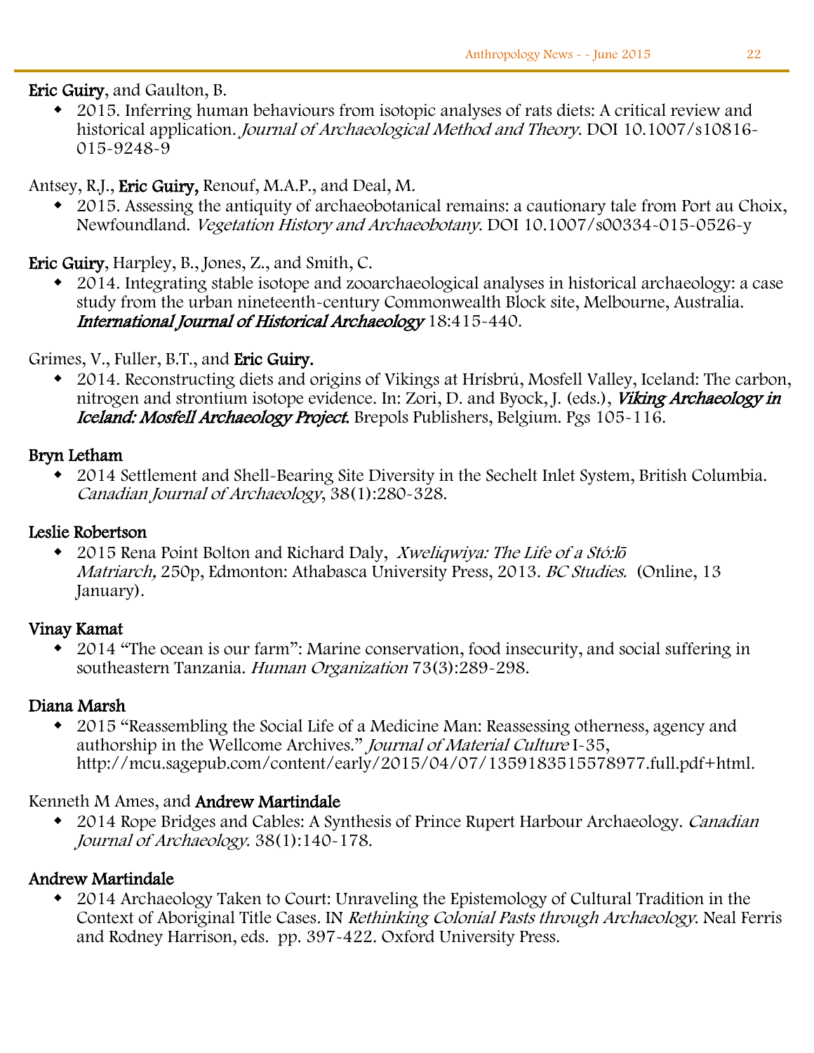**Eric Guiry**, and Gaulton, B.

- 2015. Inferring human behaviours from isotopic analyses of rats diets: A critical review and historical application. *Journal of Archaeological Method and Theory*. DOI 10.1007/s10816-015-9248-9

Antsey, R.J., **Eric Guiry,** Renouf, M.A.P., and Deal, M.

- 2015. Assessing the antiquity of archaeobotanical remains: a cautionary tale from Port au Choix, Newfoundland. *Vegetation History and Archaeobotany*. DOI 10.1007/s00334-015-0526-y

**Eric Guiry**, Harpley, B., Jones, Z., and Smith, C.

- 2014. Integrating stable isotope and zooarchaeological analyses in historical archaeology: a case study from the urban nineteenth-century Commonwealth Block site, Melbourne, Australia. ***International Journal of Historical Archaeology*** 18:415-440.

Grimes, V., Fuller, B.T., and **Eric Guiry.**

- 2014. Reconstructing diets and origins of Vikings at Hrísbrú, Mosfell Valley, Iceland: The carbon, nitrogen and strontium isotope evidence. In: Zori, D. and Byock, J. (eds.), ***Viking Archaeology in Iceland: Mosfell Archaeology Project.*** Brepols Publishers, Belgium. Pgs 105-116.

**Bryn Letham**

- 2014 Settlement and Shell-Bearing Site Diversity in the Sechelt Inlet System, British Columbia. *Canadian Journal of Archaeology*, 38(1):280-328.

**Leslie Robertson**

- 2015 Rena Point Bolton and Richard Daly, *Xweliqwiya: The Life of a Stó:lō Matriarch,* 250p, Edmonton: Athabasca University Press, 2013. *BC Studies.* (Online, 13 January).

**Vinay Kamat**

- 2014 "The ocean is our farm": Marine conservation, food insecurity, and social suffering in southeastern Tanzania. *Human Organization* 73(3):289-298.

**Diana Marsh**

- 2015 "Reassembling the Social Life of a Medicine Man: Reassessing otherness, agency and authorship in the Wellcome Archives." *Journal of Material Culture* I-35, http://mcu.sagepub.com/content/early/2015/04/07/1359183515578977.full.pdf+html.

Kenneth M Ames, and **Andrew Martindale**

- 2014 Rope Bridges and Cables: A Synthesis of Prince Rupert Harbour Archaeology. *Canadian Journal of Archaeology*. 38(1):140-178.

**Andrew Martindale**

- 2014 Archaeology Taken to Court: Unraveling the Epistemology of Cultural Tradition in the Context of Aboriginal Title Cases. IN *Rethinking Colonial Pasts through Archaeology*. Neal Ferris and Rodney Harrison, eds. pp. 397-422. Oxford University Press.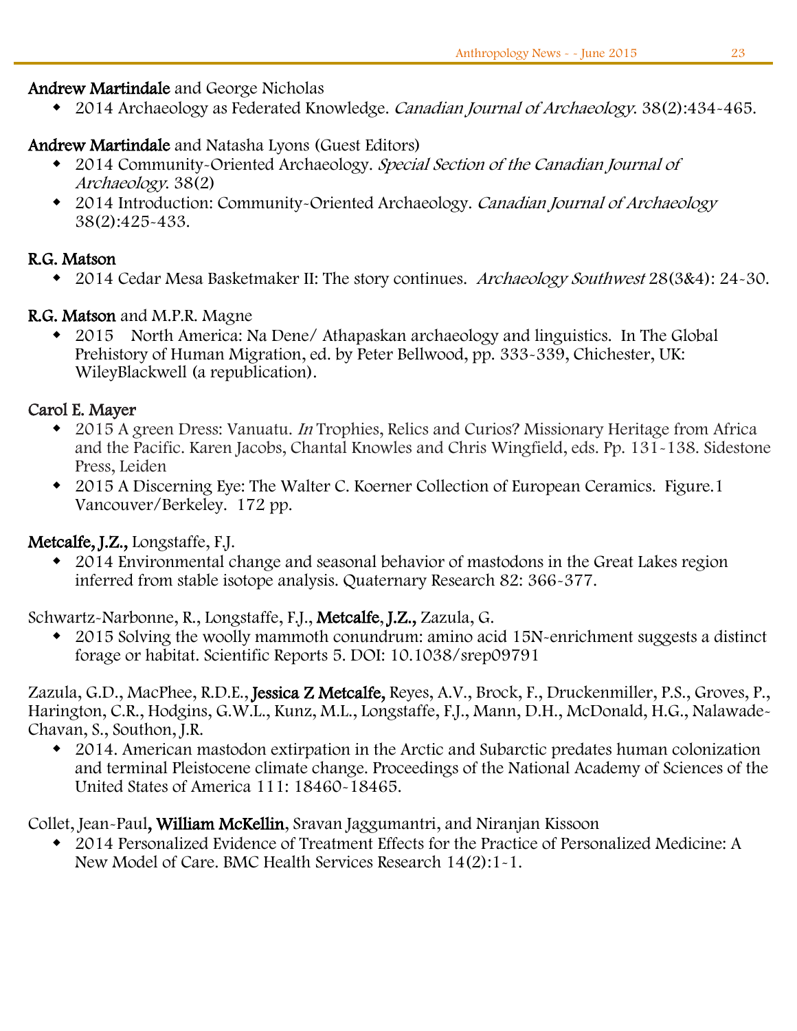**Andrew Martindale** and George Nicholas

- 2014 Archaeology as Federated Knowledge. *Canadian Journal of Archaeology*. 38(2):434-465.

**Andrew Martindale** and Natasha Lyons (Guest Editors)

- 2014 Community-Oriented Archaeology. *Special Section of the Canadian Journal of Archaeology*. 38(2)
- 2014 Introduction: Community-Oriented Archaeology. *Canadian Journal of Archaeology* 38(2):425-433.

**R.G. Matson**

- 2014 Cedar Mesa Basketmaker II: The story continues. *Archaeology Southwest* 28(3&4): 24-30.

**R.G. Matson** and M.P.R. Magne

- 2015 North America: Na Dene/ Athapaskan archaeology and linguistics. In The Global Prehistory of Human Migration, ed. by Peter Bellwood, pp. 333-339, Chichester, UK: WileyBlackwell (a republication).

**Carol E. Mayer**

- 2015 A green Dress: Vanuatu. *In* Trophies, Relics and Curios? Missionary Heritage from Africa and the Pacific. Karen Jacobs, Chantal Knowles and Chris Wingfield, eds. Pp. 131-138. Sidestone Press, Leiden
- 2015 A Discerning Eye: The Walter C. Koerner Collection of European Ceramics. Figure.1 Vancouver/Berkeley. 172 pp.

**Metcalfe, J.Z.,** Longstaffe, F.J.

- 2014 Environmental change and seasonal behavior of mastodons in the Great Lakes region inferred from stable isotope analysis. Quaternary Research 82: 366-377.

Schwartz-Narbonne, R., Longstaffe, F.J., **Metcalfe, J.Z.,** Zazula, G.

- 2015 Solving the woolly mammoth conundrum: amino acid 15N-enrichment suggests a distinct forage or habitat. Scientific Reports 5. DOI: 10.1038/srep09791

Zazula, G.D., MacPhee, R.D.E., **Jessica Z Metcalfe,** Reyes, A.V., Brock, F., Druckenmiller, P.S., Groves, P., Harington, C.R., Hodgins, G.W.L., Kunz, M.L., Longstaffe, F.J., Mann, D.H., McDonald, H.G., Nalawade-Chavan, S., Southon, J.R.

- 2014. American mastodon extirpation in the Arctic and Subarctic predates human colonization and terminal Pleistocene climate change. Proceedings of the National Academy of Sciences of the United States of America 111: 18460-18465.

Collet, Jean-Paul**, William McKellin**, Sravan Jaggumantri, and Niranjan Kissoon

- 2014 Personalized Evidence of Treatment Effects for the Practice of Personalized Medicine: A New Model of Care. BMC Health Services Research 14(2):1-1.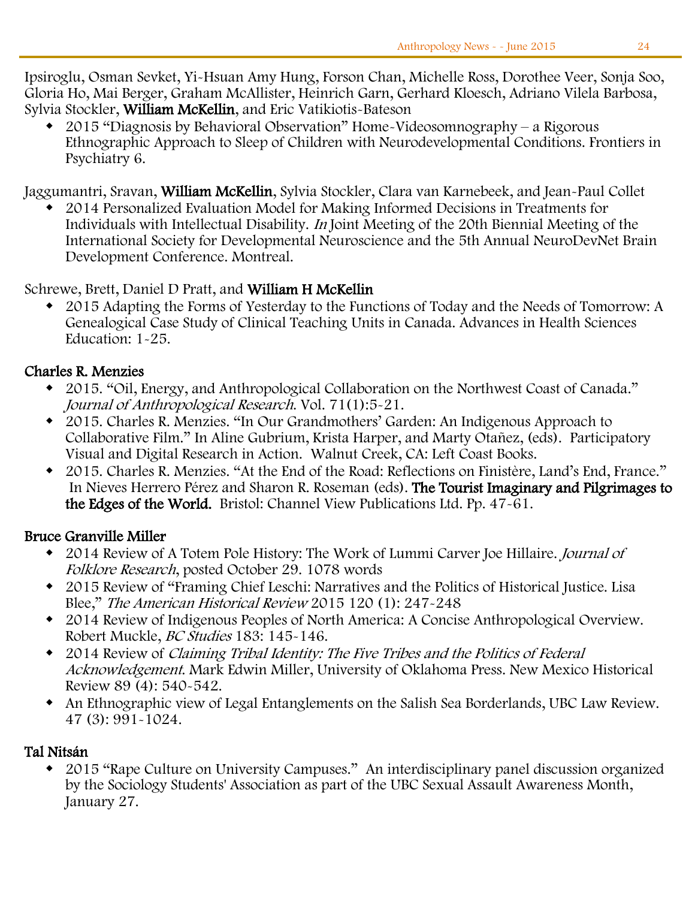Ipsiroglu, Osman Sevket, Yi-Hsuan Amy Hung, Forson Chan, Michelle Ross, Dorothee Veer, Sonja Soo, Gloria Ho, Mai Berger, Graham McAllister, Heinrich Garn, Gerhard Kloesch, Adriano Vilela Barbosa, Sylvia Stockler, **William McKellin**, and Eric Vatikiotis-Bateson

- 2015 "Diagnosis by Behavioral Observation" Home-Videosomnography – a Rigorous Ethnographic Approach to Sleep of Children with Neurodevelopmental Conditions. Frontiers in Psychiatry 6.

Jaggumantri, Sravan, **William McKellin**, Sylvia Stockler, Clara van Karnebeek, and Jean-Paul Collet

- 2014 Personalized Evaluation Model for Making Informed Decisions in Treatments for Individuals with Intellectual Disability. *In* Joint Meeting of the 20th Biennial Meeting of the International Society for Developmental Neuroscience and the 5th Annual NeuroDevNet Brain Development Conference. Montreal.

Schrewe, Brett, Daniel D Pratt, and **William H McKellin**

- 2015 Adapting the Forms of Yesterday to the Functions of Today and the Needs of Tomorrow: A Genealogical Case Study of Clinical Teaching Units in Canada. Advances in Health Sciences Education: 1-25.

**Charles R. Menzies**

- 2015. "Oil, Energy, and Anthropological Collaboration on the Northwest Coast of Canada." *Journal of Anthropological Research*. Vol. 71(1):5-21.
- 2015. Charles R. Menzies. "In Our Grandmothers' Garden: An Indigenous Approach to Collaborative Film." In Aline Gubrium, Krista Harper, and Marty Otañez, (eds). Participatory Visual and Digital Research in Action. Walnut Creek, CA: Left Coast Books.
- 2015. Charles R. Menzies. "At the End of the Road: Reflections on Finistère, Land's End, France." In Nieves Herrero Pérez and Sharon R. Roseman (eds). **The Tourist Imaginary and Pilgrimages to the Edges of the World.** Bristol: Channel View Publications Ltd. Pp. 47-61.

**Bruce Granville Miller**

- 2014 Review of A Totem Pole History: The Work of Lummi Carver Joe Hillaire. *Journal of Folklore Research*, posted October 29. 1078 words
- 2015 Review of "Framing Chief Leschi: Narratives and the Politics of Historical Justice. Lisa Blee," *The American Historical Review* 2015 120 (1): 247-248
- 2014 Review of Indigenous Peoples of North America: A Concise Anthropological Overview. Robert Muckle, *BC Studies* 183: 145-146.
- 2014 Review of *Claiming Tribal Identity: The Five Tribes and the Politics of Federal Acknowledgement*. Mark Edwin Miller, University of Oklahoma Press. New Mexico Historical Review 89 (4): 540-542.
- An Ethnographic view of Legal Entanglements on the Salish Sea Borderlands, UBC Law Review. 47 (3): 991-1024.

**Tal Nitsán**

- 2015 "Rape Culture on University Campuses." An interdisciplinary panel discussion organized by the Sociology Students' Association as part of the UBC Sexual Assault Awareness Month, January 27.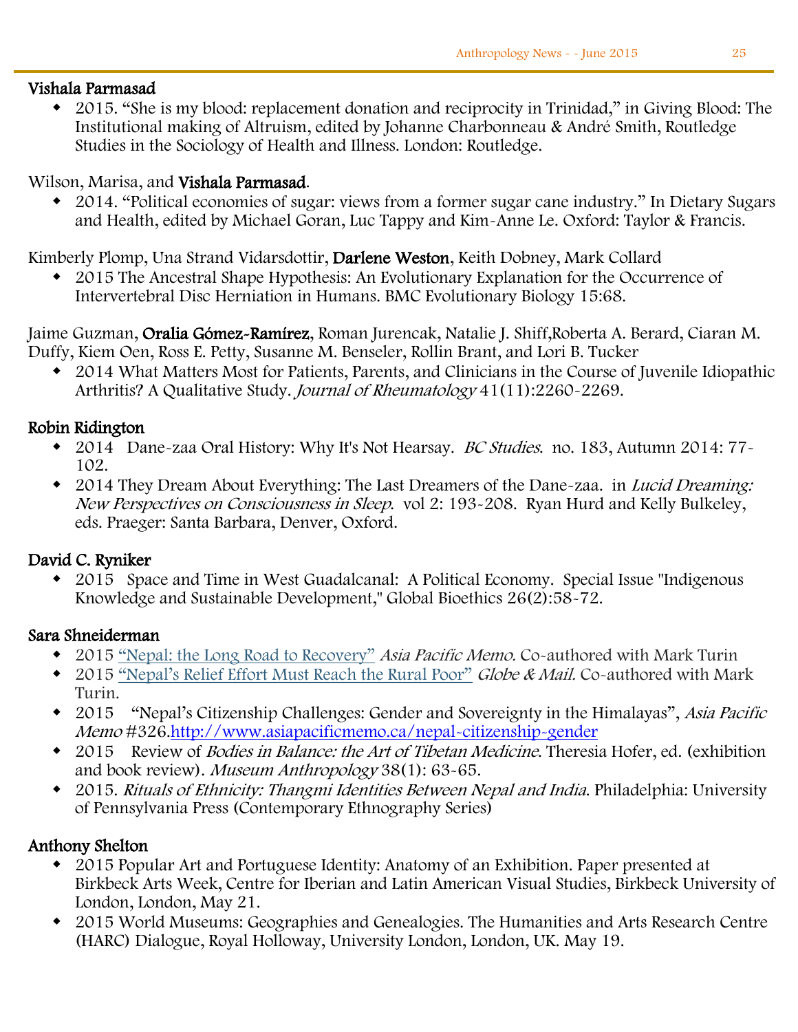**Vishala Parmasad**

- 2015. “She is my blood: replacement donation and reciprocity in Trinidad,” in Giving Blood: The Institutional making of Altruism, edited by Johanne Charbonneau & André Smith, Routledge Studies in the Sociology of Health and Illness. London: Routledge.

Wilson, Marisa, and **Vishala Parmasad**.

- 2014. “Political economies of sugar: views from a former sugar cane industry.” In Dietary Sugars and Health, edited by Michael Goran, Luc Tappy and Kim-Anne Le. Oxford: Taylor & Francis.

Kimberly Plomp, Una Strand Vidarsdottir, **Darlene Weston**, Keith Dobney, Mark Collard

- 2015 The Ancestral Shape Hypothesis: An Evolutionary Explanation for the Occurrence of Intervertebral Disc Herniation in Humans. BMC Evolutionary Biology 15:68.

Jaime Guzman, **Oralia Gómez-Ramírez**, Roman Jurencak, Natalie J. Shiff,Roberta A. Berard, Ciaran M. Duffy, Kiem Oen, Ross E. Petty, Susanne M. Benseler, Rollin Brant, and Lori B. Tucker

- 2014 What Matters Most for Patients, Parents, and Clinicians in the Course of Juvenile Idiopathic Arthritis? A Qualitative Study. *Journal of Rheumatology* 41(11):2260-2269.

**Robin Ridington**

- 2014 Dane-zaa Oral History: Why It's Not Hearsay. *BC Studies*. no. 183, Autumn 2014: 77-102.
- 2014 They Dream About Everything: The Last Dreamers of the Dane-zaa. in *Lucid Dreaming: New Perspectives on Consciousness in Sleep*. vol 2: 193-208. Ryan Hurd and Kelly Bulkeley, eds. Praeger: Santa Barbara, Denver, Oxford.

**David C. Ryniker**

- 2015 Space and Time in West Guadalcanal: A Political Economy. Special Issue "Indigenous Knowledge and Sustainable Development," Global Bioethics 26(2):58-72.

**Sara Shneiderman**

- 2015 “Nepal: the Long Road to Recovery” *Asia Pacific Memo.* Co-authored with Mark Turin
- 2015 “Nepal’s Relief Effort Must Reach the Rural Poor” *Globe & Mail.* Co-authored with Mark Turin.
- 2015 “Nepal’s Citizenship Challenges: Gender and Sovereignty in the Himalayas”, *Asia Pacific Memo* #326.http://www.asiapacificmemo.ca/nepal-citizenship-gender
- 2015 Review of *Bodies in Balance: the Art of Tibetan Medicine*. Theresia Hofer, ed. (exhibition and book review). *Museum Anthropology* 38(1): 63-65.
- 2015. *Rituals of Ethnicity: Thangmi Identities Between Nepal and India.* Philadelphia: University of Pennsylvania Press (Contemporary Ethnography Series)

**Anthony Shelton**

- 2015 Popular Art and Portuguese Identity: Anatomy of an Exhibition. Paper presented at Birkbeck Arts Week, Centre for Iberian and Latin American Visual Studies, Birkbeck University of London, London, May 21.
- 2015 World Museums: Geographies and Genealogies. The Humanities and Arts Research Centre (HARC) Dialogue, Royal Holloway, University London, London, UK. May 19.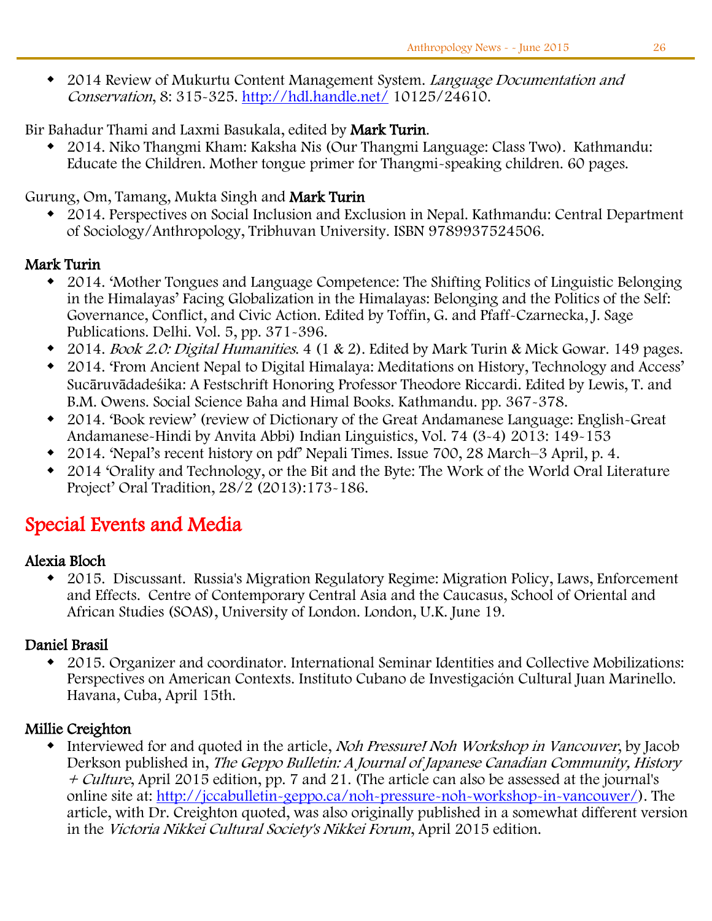- 2014 Review of Mukurtu Content Management System. *Language Documentation and Conservation*, 8: 315-325. http://hdl.handle.net/ 10125/24610.

Bir Bahadur Thami and Laxmi Basukala, edited by **Mark Turin**.

- 2014. Niko Thangmi Kham: Kaksha Nis (Our Thangmi Language: Class Two). Kathmandu: Educate the Children. Mother tongue primer for Thangmi-speaking children. 60 pages.

Gurung, Om, Tamang, Mukta Singh and **Mark Turin**

- 2014. Perspectives on Social Inclusion and Exclusion in Nepal. Kathmandu: Central Department of Sociology/Anthropology, Tribhuvan University. ISBN 9789937524506.

**Mark Turin**

- 2014. 'Mother Tongues and Language Competence: The Shifting Politics of Linguistic Belonging in the Himalayas' Facing Globalization in the Himalayas: Belonging and the Politics of the Self: Governance, Conflict, and Civic Action. Edited by Toffin, G. and Pfaff-Czarnecka, J. Sage Publications. Delhi. Vol. 5, pp. 371-396.
- 2014. *Book 2.0: Digital Humanities*. 4 (1 & 2). Edited by Mark Turin & Mick Gowar. 149 pages.
- 2014. 'From Ancient Nepal to Digital Himalaya: Meditations on History, Technology and Access' Sucāruvādadeśika: A Festschrift Honoring Professor Theodore Riccardi. Edited by Lewis, T. and B.M. Owens. Social Science Baha and Himal Books. Kathmandu. pp. 367-378.
- 2014. 'Book review' (review of Dictionary of the Great Andamanese Language: English-Great Andamanese-Hindi by Anvita Abbi) Indian Linguistics, Vol. 74 (3-4) 2013: 149-153
- 2014. 'Nepal's recent history on pdf' Nepali Times. Issue 700, 28 March–3 April, p. 4.
- 2014 'Orality and Technology, or the Bit and the Byte: The Work of the World Oral Literature Project' Oral Tradition, 28/2 (2013):173-186.

## Special Events and Media

**Alexia Bloch**

- 2015. Discussant. Russia's Migration Regulatory Regime: Migration Policy, Laws, Enforcement and Effects. Centre of Contemporary Central Asia and the Caucasus, School of Oriental and African Studies (SOAS), University of London. London, U.K. June 19.

**Daniel Brasil**

- 2015. Organizer and coordinator. International Seminar Identities and Collective Mobilizations: Perspectives on American Contexts. Instituto Cubano de Investigación Cultural Juan Marinello. Havana, Cuba, April 15th.

**Millie Creighton**

- Interviewed for and quoted in the article, *Noh Pressure! Noh Workshop in Vancouver*, by Jacob Derkson published in, *The Geppo Bulletin: A Journal of Japanese Canadian Community, History + Culture*, April 2015 edition, pp. 7 and 21. (The article can also be assessed at the journal's online site at: http://jccabulletin-geppo.ca/noh-pressure-noh-workshop-in-vancouver/). The article, with Dr. Creighton quoted, was also originally published in a somewhat different version in the *Victoria Nikkei Cultural Society's Nikkei Forum*, April 2015 edition.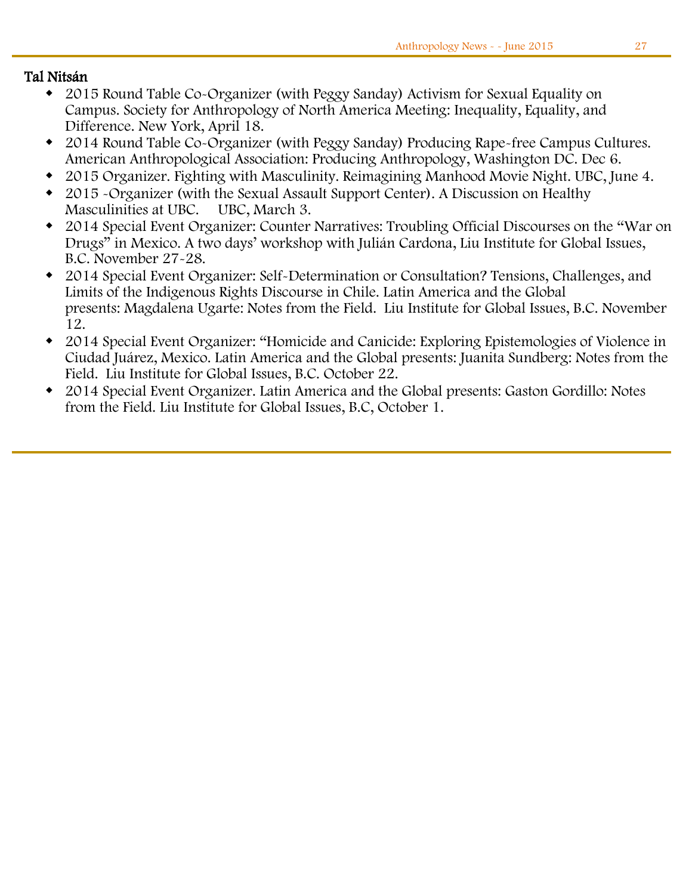**Tal Nitsán**

- 2015 Round Table Co-Organizer (with Peggy Sanday) Activism for Sexual Equality on Campus. Society for Anthropology of North America Meeting: Inequality, Equality, and Difference. New York, April 18.
- 2014 Round Table Co-Organizer (with Peggy Sanday) Producing Rape-free Campus Cultures. American Anthropological Association: Producing Anthropology, Washington DC. Dec 6.
- 2015 Organizer. Fighting with Masculinity. Reimagining Manhood Movie Night. UBC, June 4.
- 2015 -Organizer (with the Sexual Assault Support Center). A Discussion on Healthy Masculinities at UBC. UBC, March 3.
- 2014 Special Event Organizer: Counter Narratives: Troubling Official Discourses on the "War on Drugs" in Mexico. A two days' workshop with Julián Cardona, Liu Institute for Global Issues, B.C. November 27-28.
- 2014 Special Event Organizer: Self-Determination or Consultation? Tensions, Challenges, and Limits of the Indigenous Rights Discourse in Chile. Latin America and the Global presents: Magdalena Ugarte: Notes from the Field. Liu Institute for Global Issues, B.C. November 12.
- 2014 Special Event Organizer: "Homicide and Canicide: Exploring Epistemologies of Violence in Ciudad Juárez, Mexico. Latin America and the Global presents: Juanita Sundberg: Notes from the Field. Liu Institute for Global Issues, B.C. October 22.
- 2014 Special Event Organizer. Latin America and the Global presents: Gaston Gordillo: Notes from the Field. Liu Institute for Global Issues, B.C, October 1.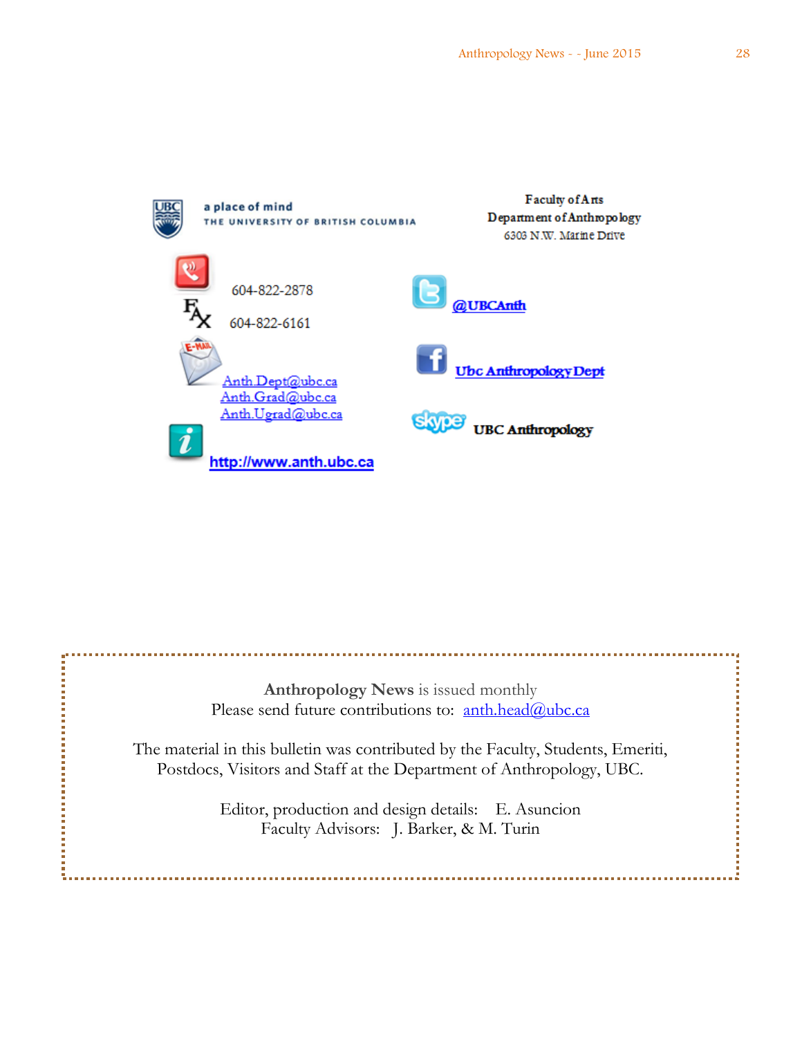a place of mind
THE UNIVERSITY OF BRITISH COLUMBIA

Faculty of Arts
Department of Anthropology
6303 N.W. Marine Drive

604-822-2878

604-822-6161

Anth.Dept@ubc.ca
Anth.Grad@ubc.ca
Anth.Ugrad@ubc.ca

http://www.anth.ubc.ca

@UBCAnth

Ubc Anthropology Dept

UBC Anthropology

**Anthropology News** is issued monthly
Please send future contributions to: anth.head@ubc.ca

The material in this bulletin was contributed by the Faculty, Students, Emeriti, Postdocs, Visitors and Staff at the Department of Anthropology, UBC.

Editor, production and design details: E. Asuncion
Faculty Advisors: J. Barker, & M. Turin